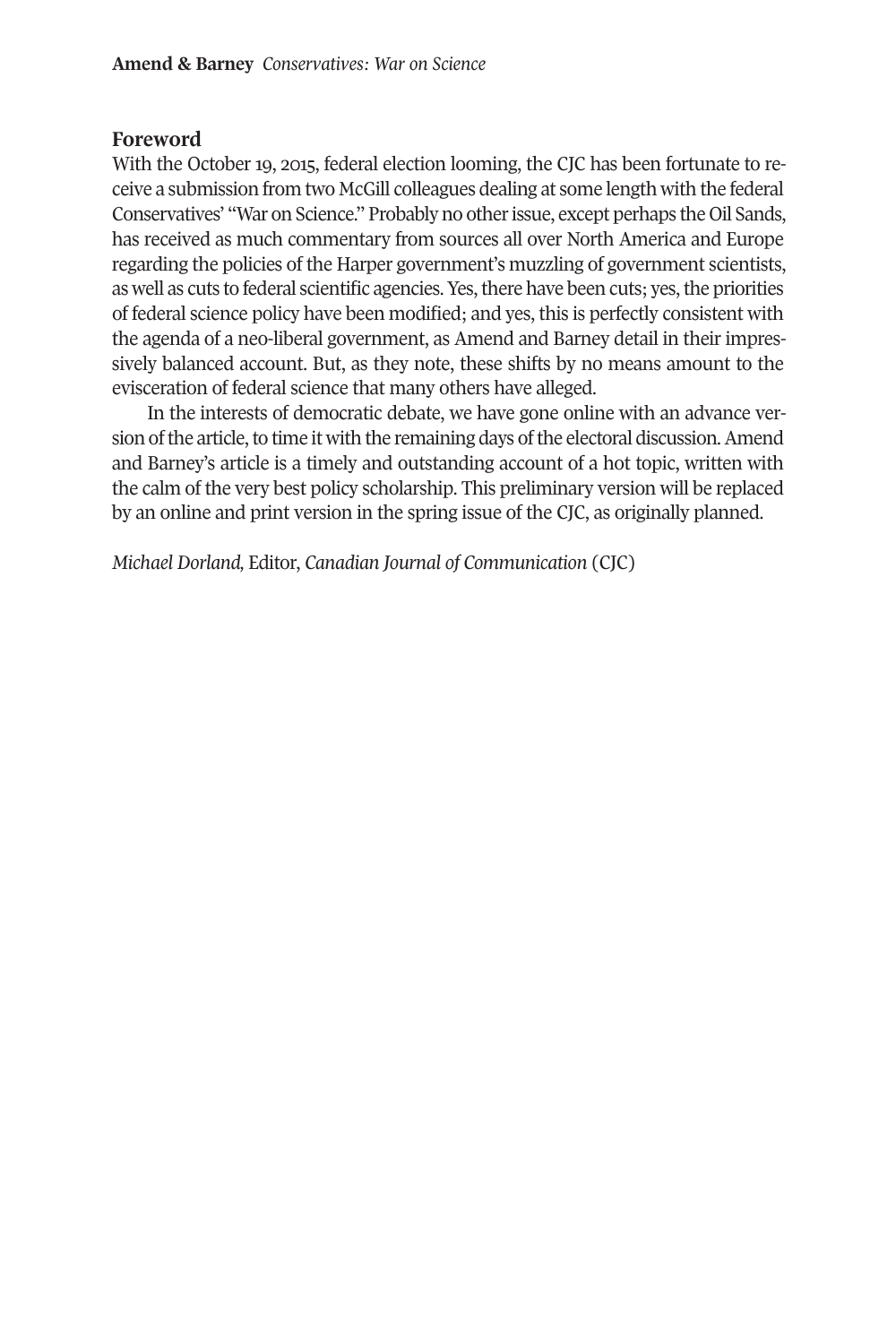## Foreword

With the October 19, 2015, federal election looming, the CJC has been fortunate to receive a submission from two McGill colleagues dealing at some length with the federal Conservatives' "War on Science." Probably no other issue, except perhaps the Oil Sands, has received as much commentary from sources all over North America and Europe regarding the policies of the Harper government's muzzling of government scientists, as well as cuts to federal scientific agencies. Yes, there have been cuts; yes, the priorities of federal science policy have been modified; and yes, this is perfectly consistent with the agenda of a neo-liberal government, as Amend and Barney detail in their impressively balanced account. But, as they note, these shifts by no means amount to the evisceration of federal science that many others have alleged.

In the interests of democratic debate, we have gone online with an advance version of the article, to time it with the remaining days of the electoral discussion. Amend and Barney's article is a timely and outstanding account of a hot topic, written with the calm of the very best policy scholarship. This preliminary version will be replaced by an online and print version in the spring issue of the CJC, as originally planned.

*Michael Dorland,* Editor, *Canadian Journal of Communication* (CJC)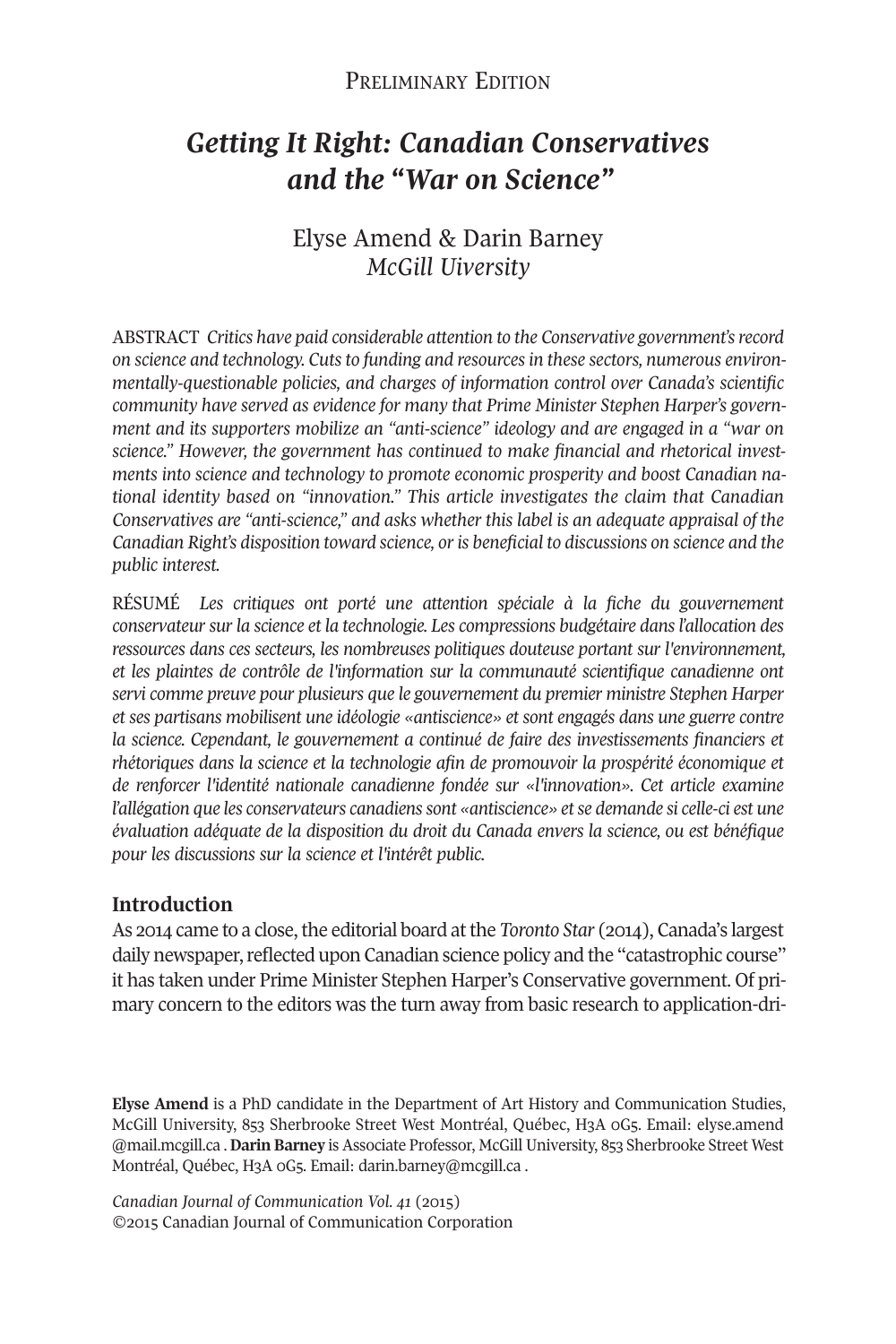Preliminary Edition

# *Getting It Right: Canadian Conservatives and the "War on Science"*

Elyse Amend & Darin Barney
*McGill Uiversity*

ABSTRACT *Critics have paid considerable attention to the Conservative government's record on science and technology. Cuts to funding and resources in these sectors, numerous environmentally-questionable policies, and charges of information control over Canada's scientific community have served as evidence for many that Prime Minister Stephen Harper's government and its supporters mobilize an "anti-science" ideology and are engaged in a "war on science." However, the government has continued to make financial and rhetorical investments into science and technology to promote economic prosperity and boost Canadian national identity based on "innovation." This article investigates the claim that Canadian Conservatives are "anti-science," and asks whether this label is an adequate appraisal of the Canadian Right's disposition toward science, or is beneficial to discussions on science and the public interest.*

RÉSUMÉ *Les critiques ont porté une attention spéciale à la fiche du gouvernement conservateur sur la science et la technologie. Les compressions budgétaire dans l'allocation des ressources dans ces secteurs, les nombreuses politiques douteuse portant sur l'environnement, et les plaintes de contrôle de l'information sur la communauté scientifique canadienne ont servi comme preuve pour plusieurs que le gouvernement du premier ministre Stephen Harper et ses partisans mobilisent une idéologie «antiscience» et sont engagés dans une guerre contre la science. Cependant, le gouvernement a continué de faire des investissements financiers et rhétoriques dans la science et la technologie afin de promouvoir la prospérité économique et de renforcer l'identité nationale canadienne fondée sur «l'innovation». Cet article examine l'allégation que les conservateurs canadiens sont «antiscience» et se demande si celle-ci est une évaluation adéquate de la disposition du droit du Canada envers la science, ou est bénéfique pour les discussions sur la science et l'intérêt public.*

## Introduction

As 2014 came to a close, the editorial board at the *Toronto Star* (2014), Canada's largest daily newspaper, reflected upon Canadian science policy and the "catastrophic course" it has taken under Prime Minister Stephen Harper's Conservative government. Of primary concern to the editors was the turn away from basic research to application-dri-

**Elyse Amend** is a PhD candidate in the Department of Art History and Communication Studies, McGill University, 853 Sherbrooke Street West Montréal, Québec, H3A 0G5. Email: elyse.amend@mail.mcgill.ca . **Darin Barney** is Associate Professor, McGill University, 853 Sherbrooke Street West Montréal, Québec, H3A 0G5. Email: darin.barney@mcgill.ca .

*Canadian Journal of Communication Vol. 41* (2015)
©2015 Canadian Journal of Communication Corporation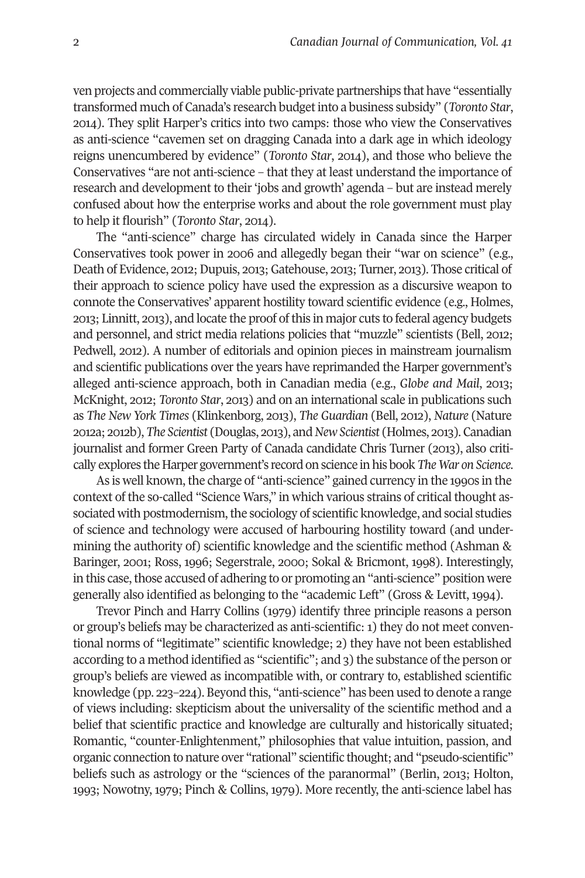ven projects and commercially viable public-private partnerships that have "essentially transformed much of Canada's research budget into a business subsidy" (*Toronto Star*, 2014). They split Harper's critics into two camps: those who view the Conservatives as anti-science "cavemen set on dragging Canada into a dark age in which ideology reigns unencumbered by evidence" (*Toronto Star*, 2014), and those who believe the Conservatives "are not anti-science – that they at least understand the importance of research and development to their 'jobs and growth' agenda – but are instead merely confused about how the enterprise works and about the role government must play to help it flourish" (*Toronto Star*, 2014).

The "anti-science" charge has circulated widely in Canada since the Harper Conservatives took power in 2006 and allegedly began their "war on science" (e.g., Death of Evidence, 2012; Dupuis, 2013; Gatehouse, 2013; Turner, 2013). Those critical of their approach to science policy have used the expression as a discursive weapon to connote the Conservatives' apparent hostility toward scientific evidence (e.g., Holmes, 2013; Linnitt, 2013), and locate the proof of this in major cuts to federal agency budgets and personnel, and strict media relations policies that "muzzle" scientists (Bell, 2012; Pedwell, 2012). A number of editorials and opinion pieces in mainstream journalism and scientific publications over the years have reprimanded the Harper government's alleged anti-science approach, both in Canadian media (e.g., *Globe and Mail*, 2013; McKnight, 2012; *Toronto Star*, 2013) and on an international scale in publications such as *The New York Times* (Klinkenborg, 2013), *The Guardian* (Bell, 2012), *Nature* (Nature 2012a; 2012b), *The Scientist* (Douglas, 2013), and *New Scientist* (Holmes, 2013). Canadian journalist and former Green Party of Canada candidate Chris Turner (2013), also critically explores the Harper government's record on science in his book *The War on Science*.

As is well known, the charge of "anti-science" gained currency in the 1990s in the context of the so-called "Science Wars," in which various strains of critical thought associated with postmodernism, the sociology of scientific knowledge, and social studies of science and technology were accused of harbouring hostility toward (and undermining the authority of) scientific knowledge and the scientific method (Ashman & Baringer, 2001; Ross, 1996; Segerstrale, 2000; Sokal & Bricmont, 1998). Interestingly, in this case, those accused of adhering to or promoting an "anti-science" position were generally also identified as belonging to the "academic Left" (Gross & Levitt, 1994).

Trevor Pinch and Harry Collins (1979) identify three principle reasons a person or group's beliefs may be characterized as anti-scientific: 1) they do not meet conventional norms of "legitimate" scientific knowledge; 2) they have not been established according to a method identified as "scientific"; and 3) the substance of the person or group's beliefs are viewed as incompatible with, or contrary to, established scientific knowledge (pp. 223–224). Beyond this, "anti-science" has been used to denote a range of views including: skepticism about the universality of the scientific method and a belief that scientific practice and knowledge are culturally and historically situated; Romantic, "counter-Enlightenment," philosophies that value intuition, passion, and organic connection to nature over "rational" scientific thought; and "pseudo-scientific" beliefs such as astrology or the "sciences of the paranormal" (Berlin, 2013; Holton, 1993; Nowotny, 1979; Pinch & Collins, 1979). More recently, the anti-science label has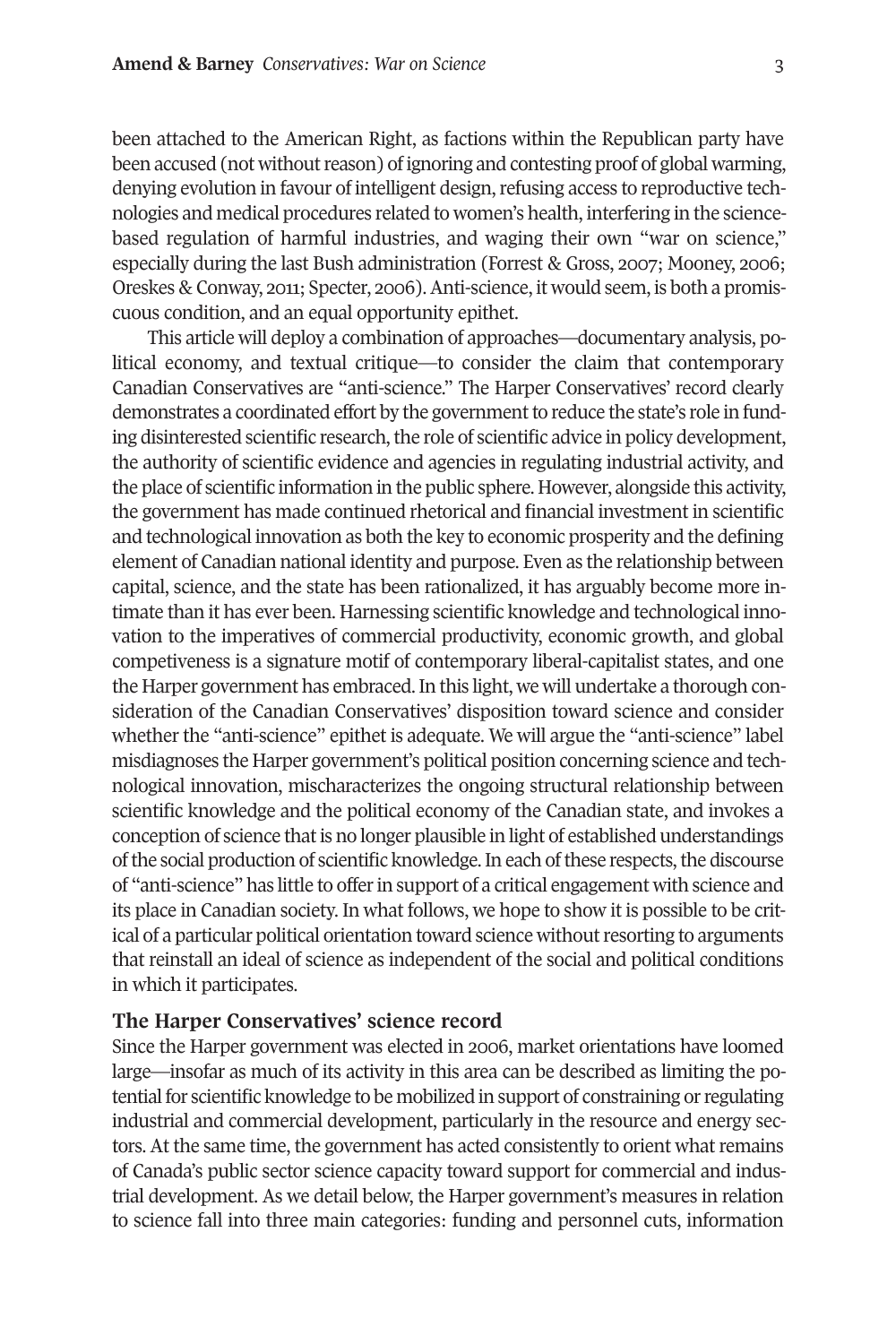been attached to the American Right, as factions within the Republican party have been accused (not without reason) of ignoring and contesting proof of global warming, denying evolution in favour of intelligent design, refusing access to reproductive technologies and medical procedures related to women's health, interfering in the science-based regulation of harmful industries, and waging their own "war on science," especially during the last Bush administration (Forrest & Gross, 2007; Mooney, 2006; Oreskes & Conway, 2011; Specter, 2006). Anti-science, it would seem, is both a promiscuous condition, and an equal opportunity epithet.

This article will deploy a combination of approaches—documentary analysis, political economy, and textual critique—to consider the claim that contemporary Canadian Conservatives are "anti-science." The Harper Conservatives' record clearly demonstrates a coordinated effort by the government to reduce the state's role in funding disinterested scientific research, the role of scientific advice in policy development, the authority of scientific evidence and agencies in regulating industrial activity, and the place of scientific information in the public sphere. However, alongside this activity, the government has made continued rhetorical and financial investment in scientific and technological innovation as both the key to economic prosperity and the defining element of Canadian national identity and purpose. Even as the relationship between capital, science, and the state has been rationalized, it has arguably become more intimate than it has ever been. Harnessing scientific knowledge and technological innovation to the imperatives of commercial productivity, economic growth, and global competiveness is a signature motif of contemporary liberal-capitalist states, and one the Harper government has embraced. In this light, we will undertake a thorough consideration of the Canadian Conservatives' disposition toward science and consider whether the "anti-science" epithet is adequate. We will argue the "anti-science" label misdiagnoses the Harper government's political position concerning science and technological innovation, mischaracterizes the ongoing structural relationship between scientific knowledge and the political economy of the Canadian state, and invokes a conception of science that is no longer plausible in light of established understandings of the social production of scientific knowledge. In each of these respects, the discourse of "anti-science" has little to offer in support of a critical engagement with science and its place in Canadian society. In what follows, we hope to show it is possible to be critical of a particular political orientation toward science without resorting to arguments that reinstall an ideal of science as independent of the social and political conditions in which it participates.

## The Harper Conservatives' science record

Since the Harper government was elected in 2006, market orientations have loomed large—insofar as much of its activity in this area can be described as limiting the potential for scientific knowledge to be mobilized in support of constraining or regulating industrial and commercial development, particularly in the resource and energy sectors. At the same time, the government has acted consistently to orient what remains of Canada's public sector science capacity toward support for commercial and industrial development. As we detail below, the Harper government's measures in relation to science fall into three main categories: funding and personnel cuts, information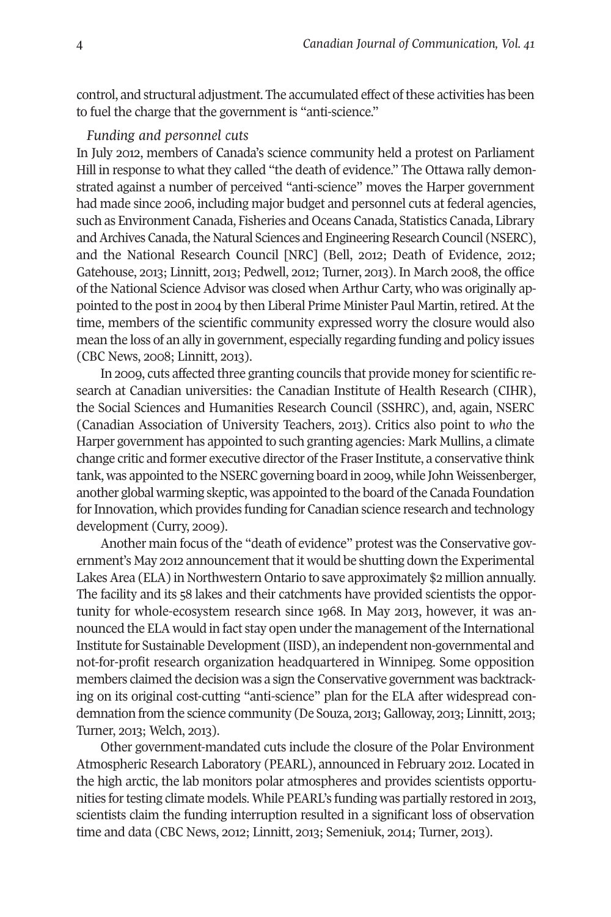control, and structural adjustment. The accumulated effect of these activities has been to fuel the charge that the government is "anti-science."

*Funding and personnel cuts*

In July 2012, members of Canada's science community held a protest on Parliament Hill in response to what they called "the death of evidence." The Ottawa rally demonstrated against a number of perceived "anti-science" moves the Harper government had made since 2006, including major budget and personnel cuts at federal agencies, such as Environment Canada, Fisheries and Oceans Canada, Statistics Canada, Library and Archives Canada, the Natural Sciences and Engineering Research Council (NSERC), and the National Research Council [NRC] (Bell, 2012; Death of Evidence, 2012; Gatehouse, 2013; Linnitt, 2013; Pedwell, 2012; Turner, 2013). In March 2008, the office of the National Science Advisor was closed when Arthur Carty, who was originally appointed to the post in 2004 by then Liberal Prime Minister Paul Martin, retired. At the time, members of the scientific community expressed worry the closure would also mean the loss of an ally in government, especially regarding funding and policy issues (CBC News, 2008; Linnitt, 2013).

In 2009, cuts affected three granting councils that provide money for scientific research at Canadian universities: the Canadian Institute of Health Research (CIHR), the Social Sciences and Humanities Research Council (SSHRC), and, again, NSERC (Canadian Association of University Teachers, 2013). Critics also point to *who* the Harper government has appointed to such granting agencies: Mark Mullins, a climate change critic and former executive director of the Fraser Institute, a conservative think tank, was appointed to the NSERC governing board in 2009, while John Weissenberger, another global warming skeptic, was appointed to the board of the Canada Foundation for Innovation, which provides funding for Canadian science research and technology development (Curry, 2009).

Another main focus of the "death of evidence" protest was the Conservative government's May 2012 announcement that it would be shutting down the Experimental Lakes Area (ELA) in Northwestern Ontario to save approximately $2 million annually. The facility and its 58 lakes and their catchments have provided scientists the opportunity for whole-ecosystem research since 1968. In May 2013, however, it was announced the ELA would in fact stay open under the management of the International Institute for Sustainable Development (IISD), an independent non-governmental and not-for-profit research organization headquartered in Winnipeg. Some opposition members claimed the decision was a sign the Conservative government was backtracking on its original cost-cutting "anti-science" plan for the ELA after widespread condemnation from the science community (De Souza, 2013; Galloway, 2013; Linnitt, 2013; Turner, 2013; Welch, 2013).

Other government-mandated cuts include the closure of the Polar Environment Atmospheric Research Laboratory (PEARL), announced in February 2012. Located in the high arctic, the lab monitors polar atmospheres and provides scientists opportunities for testing climate models. While PEARL's funding was partially restored in 2013, scientists claim the funding interruption resulted in a significant loss of observation time and data (CBC News, 2012; Linnitt, 2013; Semeniuk, 2014; Turner, 2013).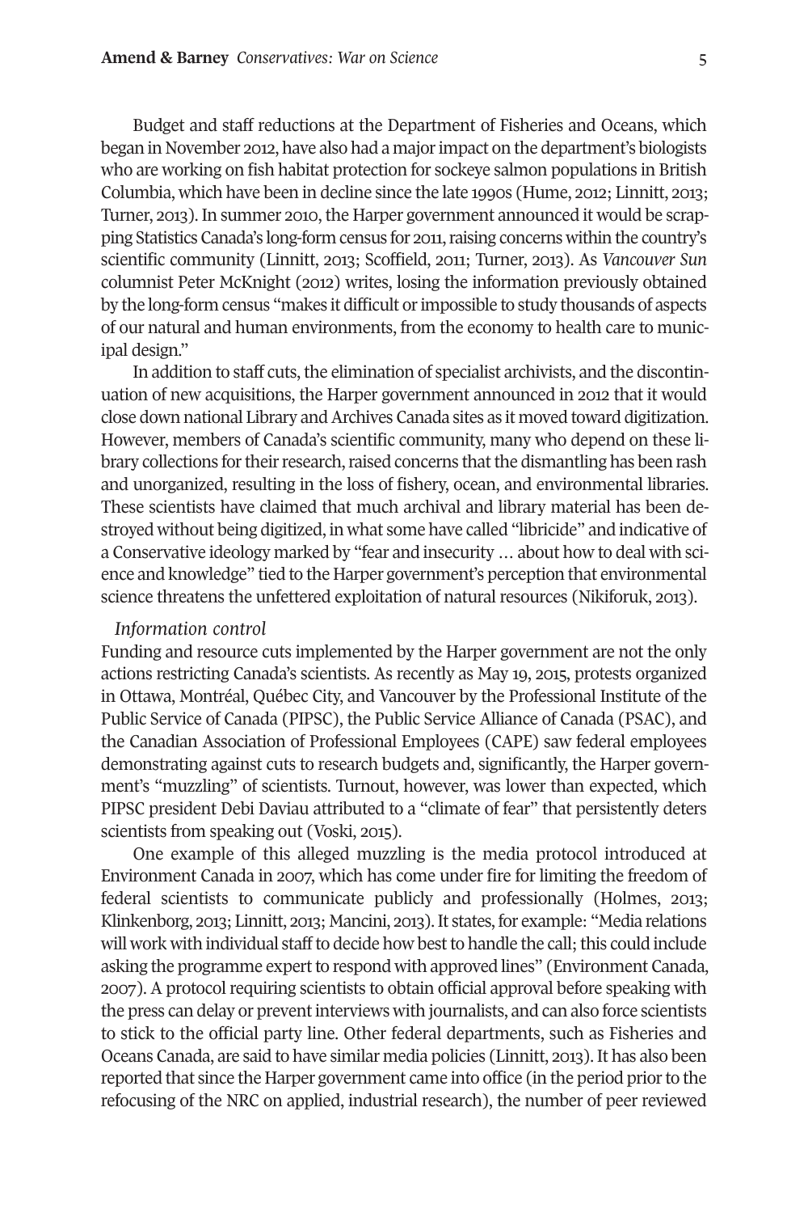Budget and staff reductions at the Department of Fisheries and Oceans, which began in November 2012, have also had a major impact on the department's biologists who are working on fish habitat protection for sockeye salmon populations in British Columbia, which have been in decline since the late 1990s (Hume, 2012; Linnitt, 2013; Turner, 2013). In summer 2010, the Harper government announced it would be scrapping Statistics Canada's long-form census for 2011, raising concerns within the country's scientific community (Linnitt, 2013; Scoffield, 2011; Turner, 2013). As *Vancouver Sun* columnist Peter McKnight (2012) writes, losing the information previously obtained by the long-form census "makes it difficult or impossible to study thousands of aspects of our natural and human environments, from the economy to health care to municipal design."

In addition to staff cuts, the elimination of specialist archivists, and the discontinuation of new acquisitions, the Harper government announced in 2012 that it would close down national Library and Archives Canada sites as it moved toward digitization. However, members of Canada's scientific community, many who depend on these library collections for their research, raised concerns that the dismantling has been rash and unorganized, resulting in the loss of fishery, ocean, and environmental libraries. These scientists have claimed that much archival and library material has been destroyed without being digitized, in what some have called "libricide" and indicative of a Conservative ideology marked by "fear and insecurity … about how to deal with science and knowledge" tied to the Harper government's perception that environmental science threatens the unfettered exploitation of natural resources (Nikiforuk, 2013).

*Information control*

Funding and resource cuts implemented by the Harper government are not the only actions restricting Canada's scientists. As recently as May 19, 2015, protests organized in Ottawa, Montréal, Québec City, and Vancouver by the Professional Institute of the Public Service of Canada (PIPSC), the Public Service Alliance of Canada (PSAC), and the Canadian Association of Professional Employees (CAPE) saw federal employees demonstrating against cuts to research budgets and, significantly, the Harper government's "muzzling" of scientists. Turnout, however, was lower than expected, which PIPSC president Debi Daviau attributed to a "climate of fear" that persistently deters scientists from speaking out (Voski, 2015).

One example of this alleged muzzling is the media protocol introduced at Environment Canada in 2007, which has come under fire for limiting the freedom of federal scientists to communicate publicly and professionally (Holmes, 2013; Klinkenborg, 2013; Linnitt, 2013; Mancini, 2013). It states, for example: "Media relations will work with individual staff to decide how best to handle the call; this could include asking the programme expert to respond with approved lines" (Environment Canada, 2007). A protocol requiring scientists to obtain official approval before speaking with the press can delay or prevent interviews with journalists, and can also force scientists to stick to the official party line. Other federal departments, such as Fisheries and Oceans Canada, are said to have similar media policies (Linnitt, 2013). It has also been reported that since the Harper government came into office (in the period prior to the refocusing of the NRC on applied, industrial research), the number of peer reviewed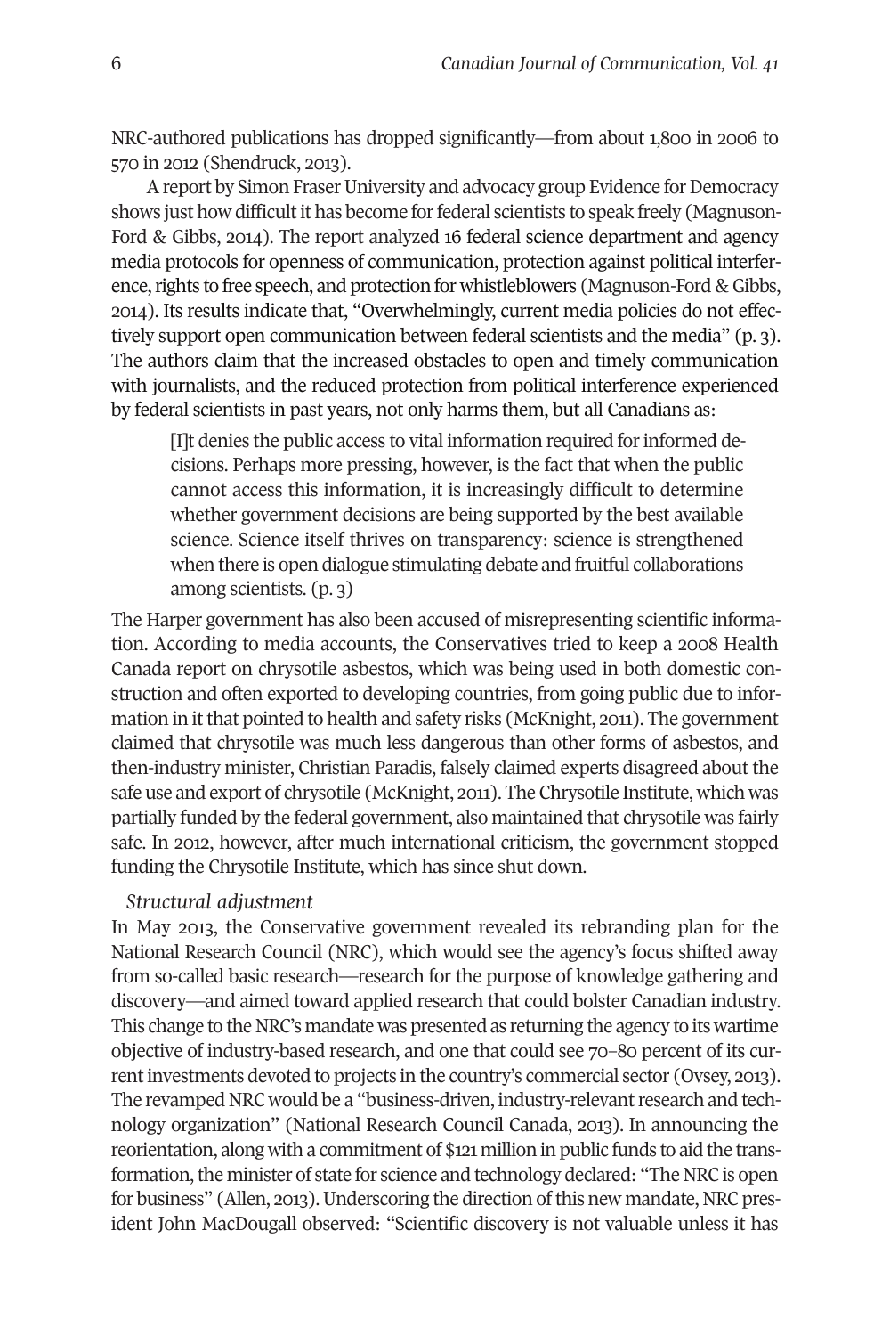NRC-authored publications has dropped significantly—from about 1,800 in 2006 to 570 in 2012 (Shendruck, 2013).

A report by Simon Fraser University and advocacy group Evidence for Democracy shows just how difficult it has become for federal scientists to speak freely (Magnuson-Ford & Gibbs, 2014). The report analyzed 16 federal science department and agency media protocols for openness of communication, protection against political interference, rights to free speech, and protection for whistleblowers (Magnuson-Ford & Gibbs, 2014). Its results indicate that, "Overwhelmingly, current media policies do not effectively support open communication between federal scientists and the media" (p. 3). The authors claim that the increased obstacles to open and timely communication with journalists, and the reduced protection from political interference experienced by federal scientists in past years, not only harms them, but all Canadians as:

> [I]t denies the public access to vital information required for informed decisions. Perhaps more pressing, however, is the fact that when the public cannot access this information, it is increasingly difficult to determine whether government decisions are being supported by the best available science. Science itself thrives on transparency: science is strengthened when there is open dialogue stimulating debate and fruitful collaborations among scientists. (p. 3)

The Harper government has also been accused of misrepresenting scientific information. According to media accounts, the Conservatives tried to keep a 2008 Health Canada report on chrysotile asbestos, which was being used in both domestic construction and often exported to developing countries, from going public due to information in it that pointed to health and safety risks (McKnight, 2011). The government claimed that chrysotile was much less dangerous than other forms of asbestos, and then-industry minister, Christian Paradis, falsely claimed experts disagreed about the safe use and export of chrysotile (McKnight, 2011). The Chrysotile Institute, which was partially funded by the federal government, also maintained that chrysotile was fairly safe. In 2012, however, after much international criticism, the government stopped funding the Chrysotile Institute, which has since shut down.

*Structural adjustment*

In May 2013, the Conservative government revealed its rebranding plan for the National Research Council (NRC), which would see the agency's focus shifted away from so-called basic research—research for the purpose of knowledge gathering and discovery—and aimed toward applied research that could bolster Canadian industry. This change to the NRC's mandate was presented as returning the agency to its wartime objective of industry-based research, and one that could see 70–80 percent of its current investments devoted to projects in the country's commercial sector (Ovsey, 2013). The revamped NRC would be a "business-driven, industry-relevant research and technology organization" (National Research Council Canada, 2013). In announcing the reorientation, along with a commitment of $121 million in public funds to aid the transformation, the minister of state for science and technology declared: "The NRC is open for business" (Allen, 2013). Underscoring the direction of this new mandate, NRC president John MacDougall observed: "Scientific discovery is not valuable unless it has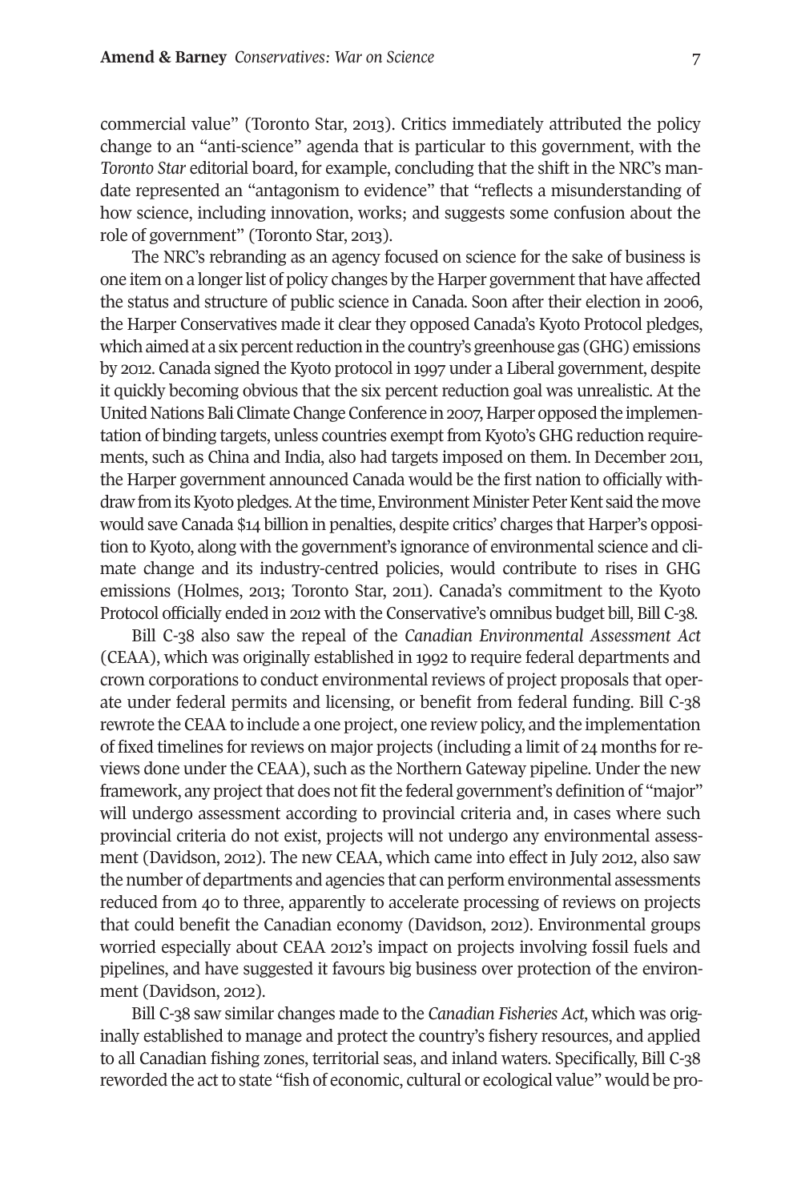commercial value" (Toronto Star, 2013). Critics immediately attributed the policy change to an "anti-science" agenda that is particular to this government, with the *Toronto Star* editorial board, for example, concluding that the shift in the NRC's mandate represented an "antagonism to evidence" that "reflects a misunderstanding of how science, including innovation, works; and suggests some confusion about the role of government" (Toronto Star, 2013).

The NRC's rebranding as an agency focused on science for the sake of business is one item on a longer list of policy changes by the Harper government that have affected the status and structure of public science in Canada. Soon after their election in 2006, the Harper Conservatives made it clear they opposed Canada's Kyoto Protocol pledges, which aimed at a six percent reduction in the country's greenhouse gas (GHG) emissions by 2012. Canada signed the Kyoto protocol in 1997 under a Liberal government, despite it quickly becoming obvious that the six percent reduction goal was unrealistic. At the United Nations Bali Climate Change Conference in 2007, Harper opposed the implementation of binding targets, unless countries exempt from Kyoto's GHG reduction requirements, such as China and India, also had targets imposed on them. In December 2011, the Harper government announced Canada would be the first nation to officially withdraw from its Kyoto pledges. At the time, Environment Minister Peter Kent said the move would save Canada $14 billion in penalties, despite critics' charges that Harper's opposition to Kyoto, along with the government's ignorance of environmental science and climate change and its industry-centred policies, would contribute to rises in GHG emissions (Holmes, 2013; Toronto Star, 2011). Canada's commitment to the Kyoto Protocol officially ended in 2012 with the Conservative's omnibus budget bill, Bill C-38.

Bill C-38 also saw the repeal of the *Canadian Environmental Assessment Act* (CEAA), which was originally established in 1992 to require federal departments and crown corporations to conduct environmental reviews of project proposals that operate under federal permits and licensing, or benefit from federal funding. Bill C-38 rewrote the CEAA to include a one project, one review policy, and the implementation of fixed timelines for reviews on major projects (including a limit of 24 months for reviews done under the CEAA), such as the Northern Gateway pipeline. Under the new framework, any project that does not fit the federal government's definition of "major" will undergo assessment according to provincial criteria and, in cases where such provincial criteria do not exist, projects will not undergo any environmental assessment (Davidson, 2012). The new CEAA, which came into effect in July 2012, also saw the number of departments and agencies that can perform environmental assessments reduced from 40 to three, apparently to accelerate processing of reviews on projects that could benefit the Canadian economy (Davidson, 2012). Environmental groups worried especially about CEAA 2012's impact on projects involving fossil fuels and pipelines, and have suggested it favours big business over protection of the environment (Davidson, 2012).

Bill C-38 saw similar changes made to the *Canadian Fisheries Act*, which was originally established to manage and protect the country's fishery resources, and applied to all Canadian fishing zones, territorial seas, and inland waters. Specifically, Bill C-38 reworded the act to state "fish of economic, cultural or ecological value" would be pro-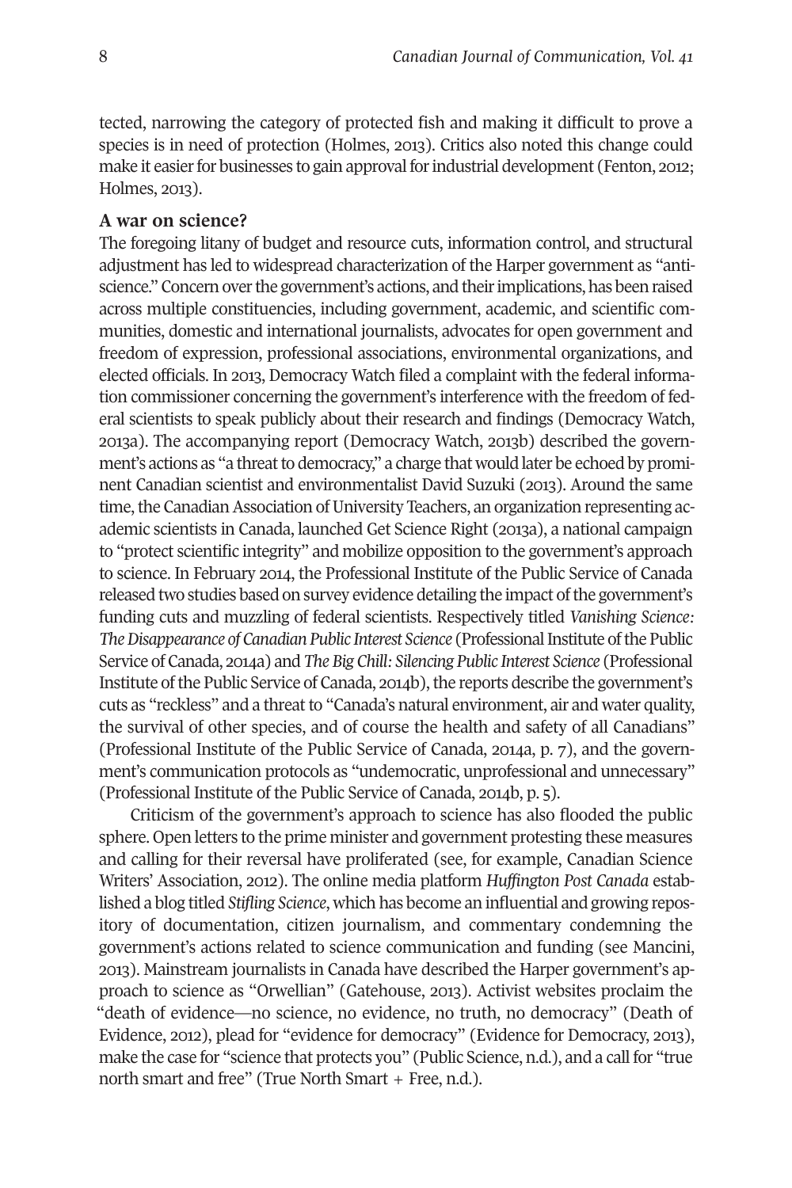tected, narrowing the category of protected fish and making it difficult to prove a species is in need of protection (Holmes, 2013). Critics also noted this change could make it easier for businesses to gain approval for industrial development (Fenton, 2012; Holmes, 2013).

## A war on science?

The foregoing litany of budget and resource cuts, information control, and structural adjustment has led to widespread characterization of the Harper government as "anti-science." Concern over the government's actions, and their implications, has been raised across multiple constituencies, including government, academic, and scientific communities, domestic and international journalists, advocates for open government and freedom of expression, professional associations, environmental organizations, and elected officials. In 2013, Democracy Watch filed a complaint with the federal information commissioner concerning the government's interference with the freedom of federal scientists to speak publicly about their research and findings (Democracy Watch, 2013a). The accompanying report (Democracy Watch, 2013b) described the government's actions as "a threat to democracy," a charge that would later be echoed by prominent Canadian scientist and environmentalist David Suzuki (2013). Around the same time, the Canadian Association of University Teachers, an organization representing academic scientists in Canada, launched Get Science Right (2013a), a national campaign to "protect scientific integrity" and mobilize opposition to the government's approach to science. In February 2014, the Professional Institute of the Public Service of Canada released two studies based on survey evidence detailing the impact of the government's funding cuts and muzzling of federal scientists. Respectively titled *Vanishing Science: The Disappearance of Canadian Public Interest Science* (Professional Institute of the Public Service of Canada, 2014a) and *The Big Chill: Silencing Public Interest Science* (Professional Institute of the Public Service of Canada, 2014b), the reports describe the government's cuts as "reckless" and a threat to "Canada's natural environment, air and water quality, the survival of other species, and of course the health and safety of all Canadians" (Professional Institute of the Public Service of Canada, 2014a, p. 7), and the government's communication protocols as "undemocratic, unprofessional and unnecessary" (Professional Institute of the Public Service of Canada, 2014b, p. 5).

Criticism of the government's approach to science has also flooded the public sphere. Open letters to the prime minister and government protesting these measures and calling for their reversal have proliferated (see, for example, Canadian Science Writers' Association, 2012). The online media platform *Huffington Post Canada* established a blog titled *Stifling Science*, which has become an influential and growing repository of documentation, citizen journalism, and commentary condemning the government's actions related to science communication and funding (see Mancini, 2013). Mainstream journalists in Canada have described the Harper government's approach to science as "Orwellian" (Gatehouse, 2013). Activist websites proclaim the "death of evidence—no science, no evidence, no truth, no democracy" (Death of Evidence, 2012), plead for "evidence for democracy" (Evidence for Democracy, 2013), make the case for "science that protects you" (Public Science, n.d.), and a call for "true north smart and free" (True North Smart + Free, n.d.).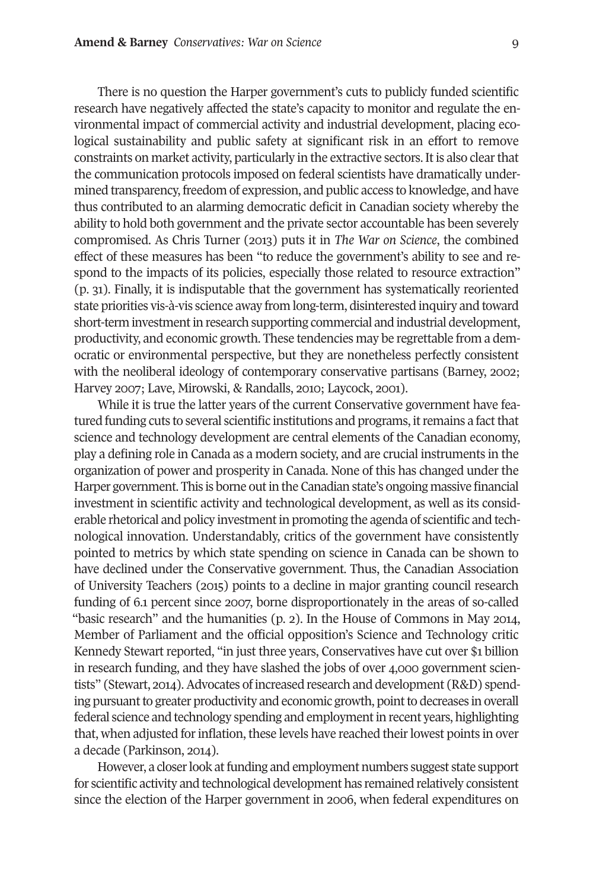There is no question the Harper government's cuts to publicly funded scientific research have negatively affected the state's capacity to monitor and regulate the environmental impact of commercial activity and industrial development, placing ecological sustainability and public safety at significant risk in an effort to remove constraints on market activity, particularly in the extractive sectors. It is also clear that the communication protocols imposed on federal scientists have dramatically undermined transparency, freedom of expression, and public access to knowledge, and have thus contributed to an alarming democratic deficit in Canadian society whereby the ability to hold both government and the private sector accountable has been severely compromised. As Chris Turner (2013) puts it in *The War on Science*, the combined effect of these measures has been "to reduce the government's ability to see and respond to the impacts of its policies, especially those related to resource extraction" (p. 31). Finally, it is indisputable that the government has systematically reoriented state priorities vis-à-vis science away from long-term, disinterested inquiry and toward short-term investment in research supporting commercial and industrial development, productivity, and economic growth. These tendencies may be regrettable from a democratic or environmental perspective, but they are nonetheless perfectly consistent with the neoliberal ideology of contemporary conservative partisans (Barney, 2002; Harvey 2007; Lave, Mirowski, & Randalls, 2010; Laycock, 2001).

While it is true the latter years of the current Conservative government have featured funding cuts to several scientific institutions and programs, it remains a fact that science and technology development are central elements of the Canadian economy, play a defining role in Canada as a modern society, and are crucial instruments in the organization of power and prosperity in Canada. None of this has changed under the Harper government. This is borne out in the Canadian state's ongoing massive financial investment in scientific activity and technological development, as well as its considerable rhetorical and policy investment in promoting the agenda of scientific and technological innovation. Understandably, critics of the government have consistently pointed to metrics by which state spending on science in Canada can be shown to have declined under the Conservative government. Thus, the Canadian Association of University Teachers (2015) points to a decline in major granting council research funding of 6.1 percent since 2007, borne disproportionately in the areas of so-called "basic research" and the humanities (p. 2). In the House of Commons in May 2014, Member of Parliament and the official opposition's Science and Technology critic Kennedy Stewart reported, "in just three years, Conservatives have cut over $1 billion in research funding, and they have slashed the jobs of over 4,000 government scientists" (Stewart, 2014). Advocates of increased research and development (R&D) spending pursuant to greater productivity and economic growth, point to decreases in overall federal science and technology spending and employment in recent years, highlighting that, when adjusted for inflation, these levels have reached their lowest points in over a decade (Parkinson, 2014).

However, a closer look at funding and employment numbers suggest state support for scientific activity and technological development has remained relatively consistent since the election of the Harper government in 2006, when federal expenditures on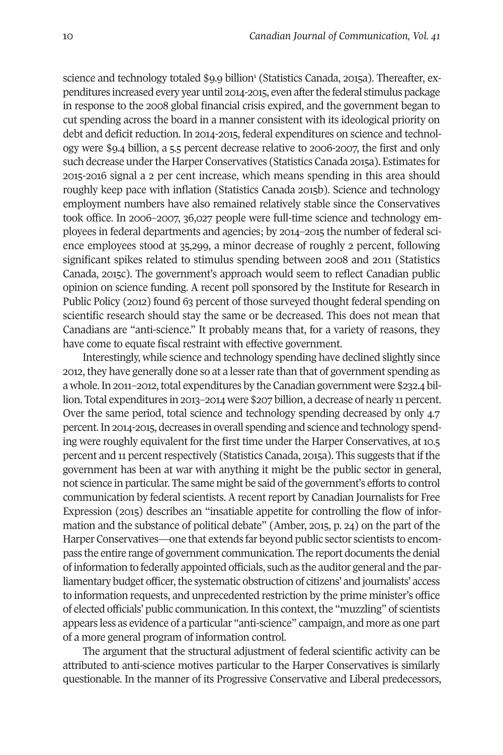science and technology totaled $9.9 billion[1] (Statistics Canada, 2015a). Thereafter, expenditures increased every year until 2014-2015, even after the federal stimulus package in response to the 2008 global financial crisis expired, and the government began to cut spending across the board in a manner consistent with its ideological priority on debt and deficit reduction. In 2014-2015, federal expenditures on science and technology were $9.4 billion, a 5.5 percent decrease relative to 2006-2007, the first and only such decrease under the Harper Conservatives (Statistics Canada 2015a). Estimates for 2015-2016 signal a 2 per cent increase, which means spending in this area should roughly keep pace with inflation (Statistics Canada 2015b). Science and technology employment numbers have also remained relatively stable since the Conservatives took office. In 2006–2007, 36,027 people were full-time science and technology employees in federal departments and agencies; by 2014–2015 the number of federal science employees stood at 35,299, a minor decrease of roughly 2 percent, following significant spikes related to stimulus spending between 2008 and 2011 (Statistics Canada, 2015c). The government's approach would seem to reflect Canadian public opinion on science funding. A recent poll sponsored by the Institute for Research in Public Policy (2012) found 63 percent of those surveyed thought federal spending on scientific research should stay the same or be decreased. This does not mean that Canadians are "anti-science." It probably means that, for a variety of reasons, they have come to equate fiscal restraint with effective government.

Interestingly, while science and technology spending have declined slightly since 2012, they have generally done so at a lesser rate than that of government spending as a whole. In 2011–2012, total expenditures by the Canadian government were $232.4 billion. Total expenditures in 2013–2014 were $207 billion, a decrease of nearly 11 percent. Over the same period, total science and technology spending decreased by only 4.7 percent. In 2014-2015, decreases in overall spending and science and technology spending were roughly equivalent for the first time under the Harper Conservatives, at 10.5 percent and 11 percent respectively (Statistics Canada, 2015a). This suggests that if the government has been at war with anything it might be the public sector in general, not science in particular. The same might be said of the government's efforts to control communication by federal scientists. A recent report by Canadian Journalists for Free Expression (2015) describes an "insatiable appetite for controlling the flow of information and the substance of political debate" (Amber, 2015, p. 24) on the part of the Harper Conservatives—one that extends far beyond public sector scientists to encompass the entire range of government communication. The report documents the denial of information to federally appointed officials, such as the auditor general and the parliamentary budget officer, the systematic obstruction of citizens' and journalists' access to information requests, and unprecedented restriction by the prime minister's office of elected officials' public communication. In this context, the "muzzling" of scientists appears less as evidence of a particular "anti-science" campaign, and more as one part of a more general program of information control.

The argument that the structural adjustment of federal scientific activity can be attributed to anti-science motives particular to the Harper Conservatives is similarly questionable. In the manner of its Progressive Conservative and Liberal predecessors,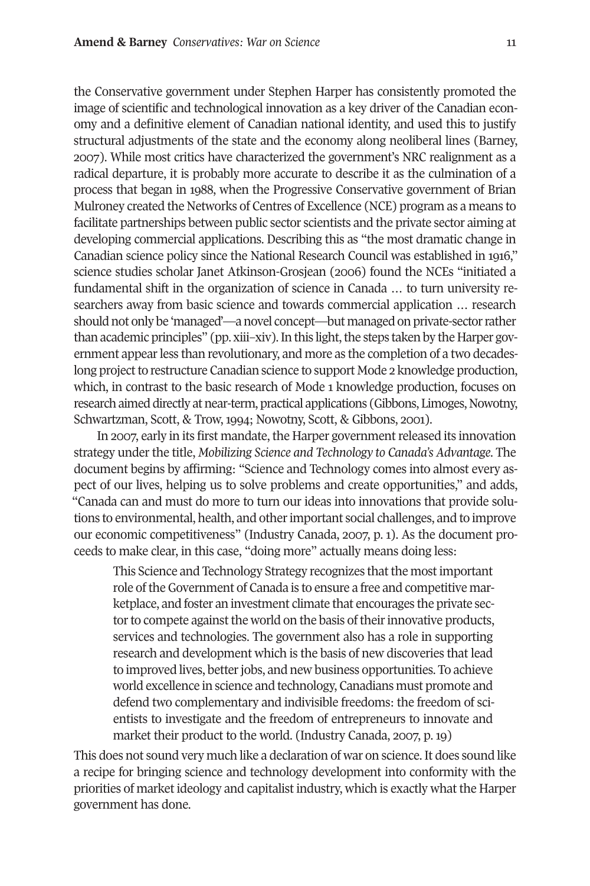the Conservative government under Stephen Harper has consistently promoted the image of scientific and technological innovation as a key driver of the Canadian economy and a definitive element of Canadian national identity, and used this to justify structural adjustments of the state and the economy along neoliberal lines (Barney, 2007). While most critics have characterized the government's NRC realignment as a radical departure, it is probably more accurate to describe it as the culmination of a process that began in 1988, when the Progressive Conservative government of Brian Mulroney created the Networks of Centres of Excellence (NCE) program as a means to facilitate partnerships between public sector scientists and the private sector aiming at developing commercial applications. Describing this as "the most dramatic change in Canadian science policy since the National Research Council was established in 1916," science studies scholar Janet Atkinson-Grosjean (2006) found the NCEs "initiated a fundamental shift in the organization of science in Canada … to turn university researchers away from basic science and towards commercial application … research should not only be 'managed'—a novel concept—but managed on private-sector rather than academic principles" (pp. xiii–xiv). In this light, the steps taken by the Harper government appear less than revolutionary, and more as the completion of a two decades-long project to restructure Canadian science to support Mode 2 knowledge production, which, in contrast to the basic research of Mode 1 knowledge production, focuses on research aimed directly at near-term, practical applications (Gibbons, Limoges, Nowotny, Schwartzman, Scott, & Trow, 1994; Nowotny, Scott, & Gibbons, 2001).

In 2007, early in its first mandate, the Harper government released its innovation strategy under the title, *Mobilizing Science and Technology to Canada's Advantage*. The document begins by affirming: "Science and Technology comes into almost every aspect of our lives, helping us to solve problems and create opportunities," and adds, "Canada can and must do more to turn our ideas into innovations that provide solutions to environmental, health, and other important social challenges, and to improve our economic competitiveness" (Industry Canada, 2007, p. 1). As the document proceeds to make clear, in this case, "doing more" actually means doing less:

> This Science and Technology Strategy recognizes that the most important role of the Government of Canada is to ensure a free and competitive marketplace, and foster an investment climate that encourages the private sector to compete against the world on the basis of their innovative products, services and technologies. The government also has a role in supporting research and development which is the basis of new discoveries that lead to improved lives, better jobs, and new business opportunities. To achieve world excellence in science and technology, Canadians must promote and defend two complementary and indivisible freedoms: the freedom of scientists to investigate and the freedom of entrepreneurs to innovate and market their product to the world. (Industry Canada, 2007, p. 19)

This does not sound very much like a declaration of war on science. It does sound like a recipe for bringing science and technology development into conformity with the priorities of market ideology and capitalist industry, which is exactly what the Harper government has done.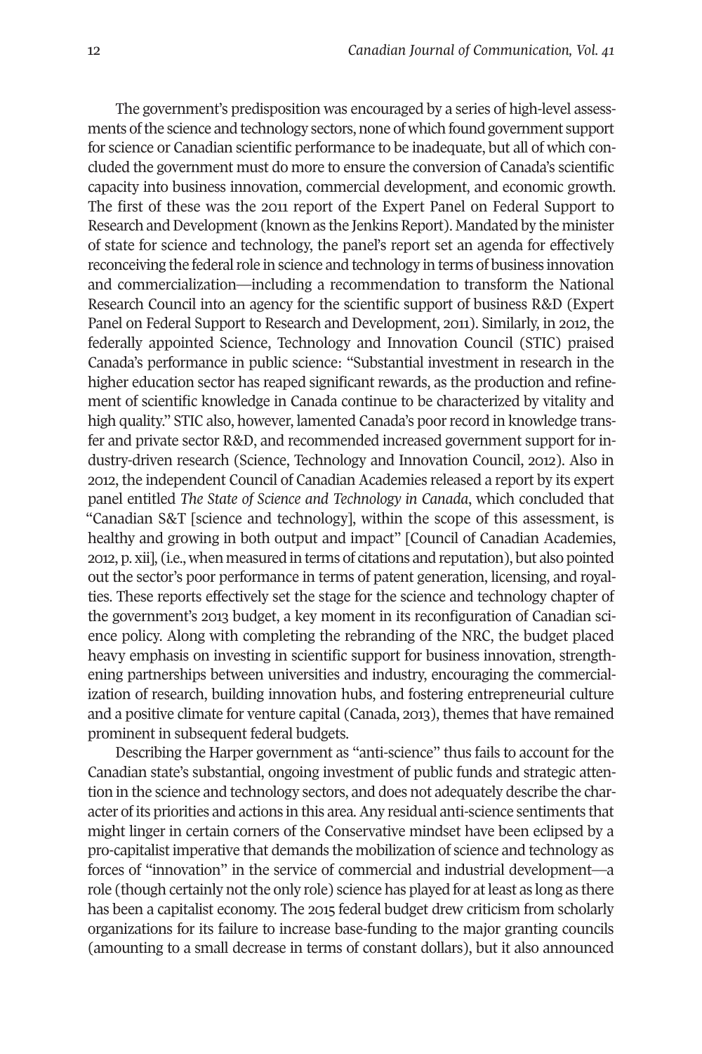The government's predisposition was encouraged by a series of high-level assessments of the science and technology sectors, none of which found government support for science or Canadian scientific performance to be inadequate, but all of which concluded the government must do more to ensure the conversion of Canada's scientific capacity into business innovation, commercial development, and economic growth. The first of these was the 2011 report of the Expert Panel on Federal Support to Research and Development (known as the Jenkins Report). Mandated by the minister of state for science and technology, the panel's report set an agenda for effectively reconceiving the federal role in science and technology in terms of business innovation and commercialization—including a recommendation to transform the National Research Council into an agency for the scientific support of business R&D (Expert Panel on Federal Support to Research and Development, 2011). Similarly, in 2012, the federally appointed Science, Technology and Innovation Council (STIC) praised Canada's performance in public science: "Substantial investment in research in the higher education sector has reaped significant rewards, as the production and refinement of scientific knowledge in Canada continue to be characterized by vitality and high quality." STIC also, however, lamented Canada's poor record in knowledge transfer and private sector R&D, and recommended increased government support for industry-driven research (Science, Technology and Innovation Council, 2012). Also in 2012, the independent Council of Canadian Academies released a report by its expert panel entitled *The State of Science and Technology in Canada*, which concluded that "Canadian S&T [science and technology], within the scope of this assessment, is healthy and growing in both output and impact" [Council of Canadian Academies, 2012, p. xii], (i.e., when measured in terms of citations and reputation), but also pointed out the sector's poor performance in terms of patent generation, licensing, and royalties. These reports effectively set the stage for the science and technology chapter of the government's 2013 budget, a key moment in its reconfiguration of Canadian science policy. Along with completing the rebranding of the NRC, the budget placed heavy emphasis on investing in scientific support for business innovation, strengthening partnerships between universities and industry, encouraging the commercialization of research, building innovation hubs, and fostering entrepreneurial culture and a positive climate for venture capital (Canada, 2013), themes that have remained prominent in subsequent federal budgets.

Describing the Harper government as "anti-science" thus fails to account for the Canadian state's substantial, ongoing investment of public funds and strategic attention in the science and technology sectors, and does not adequately describe the character of its priorities and actions in this area. Any residual anti-science sentiments that might linger in certain corners of the Conservative mindset have been eclipsed by a pro-capitalist imperative that demands the mobilization of science and technology as forces of "innovation" in the service of commercial and industrial development—a role (though certainly not the only role) science has played for at least as long as there has been a capitalist economy. The 2015 federal budget drew criticism from scholarly organizations for its failure to increase base-funding to the major granting councils (amounting to a small decrease in terms of constant dollars), but it also announced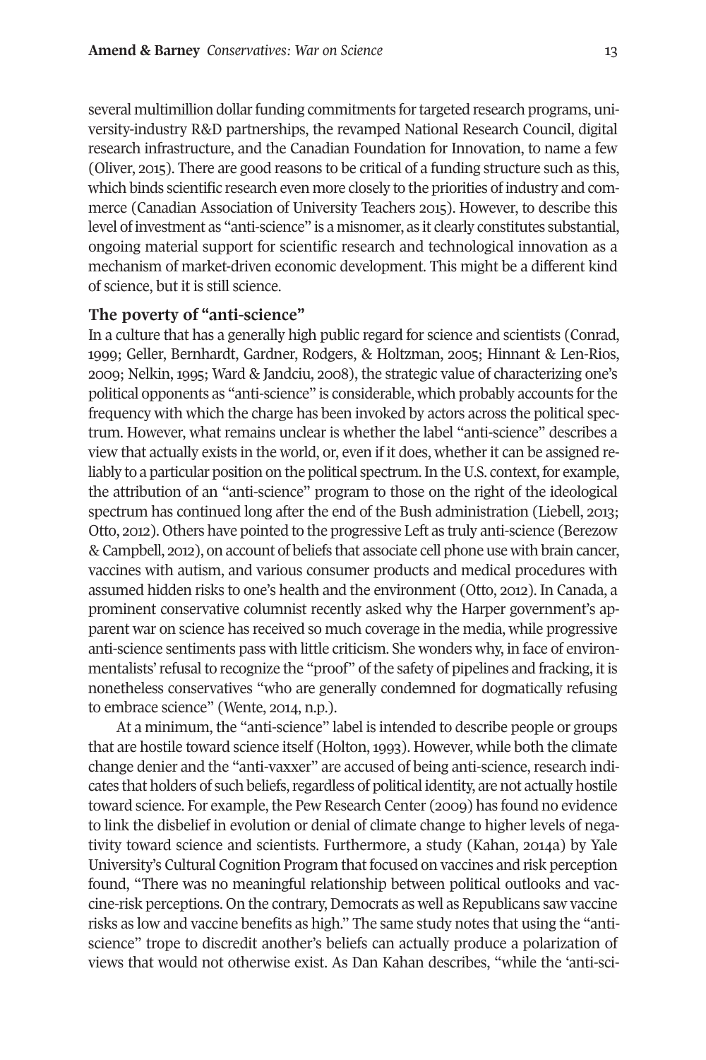several multimillion dollar funding commitments for targeted research programs, university-industry R&D partnerships, the revamped National Research Council, digital research infrastructure, and the Canadian Foundation for Innovation, to name a few (Oliver, 2015). There are good reasons to be critical of a funding structure such as this, which binds scientific research even more closely to the priorities of industry and commerce (Canadian Association of University Teachers 2015). However, to describe this level of investment as "anti-science" is a misnomer, as it clearly constitutes substantial, ongoing material support for scientific research and technological innovation as a mechanism of market-driven economic development. This might be a different kind of science, but it is still science.

### The poverty of "anti-science"

In a culture that has a generally high public regard for science and scientists (Conrad, 1999; Geller, Bernhardt, Gardner, Rodgers, & Holtzman, 2005; Hinnant & Len-Rios, 2009; Nelkin, 1995; Ward & Jandciu, 2008), the strategic value of characterizing one's political opponents as "anti-science" is considerable, which probably accounts for the frequency with which the charge has been invoked by actors across the political spectrum. However, what remains unclear is whether the label "anti-science" describes a view that actually exists in the world, or, even if it does, whether it can be assigned reliably to a particular position on the political spectrum. In the U.S. context, for example, the attribution of an "anti-science" program to those on the right of the ideological spectrum has continued long after the end of the Bush administration (Liebell, 2013; Otto, 2012). Others have pointed to the progressive Left as truly anti-science (Berezow & Campbell, 2012), on account of beliefs that associate cell phone use with brain cancer, vaccines with autism, and various consumer products and medical procedures with assumed hidden risks to one's health and the environment (Otto, 2012). In Canada, a prominent conservative columnist recently asked why the Harper government's apparent war on science has received so much coverage in the media, while progressive anti-science sentiments pass with little criticism. She wonders why, in face of environmentalists' refusal to recognize the "proof" of the safety of pipelines and fracking, it is nonetheless conservatives "who are generally condemned for dogmatically refusing to embrace science" (Wente, 2014, n.p.).

At a minimum, the "anti-science" label is intended to describe people or groups that are hostile toward science itself (Holton, 1993). However, while both the climate change denier and the "anti-vaxxer" are accused of being anti-science, research indicates that holders of such beliefs, regardless of political identity, are not actually hostile toward science. For example, the Pew Research Center (2009) has found no evidence to link the disbelief in evolution or denial of climate change to higher levels of negativity toward science and scientists. Furthermore, a study (Kahan, 2014a) by Yale University's Cultural Cognition Program that focused on vaccines and risk perception found, "There was no meaningful relationship between political outlooks and vaccine-risk perceptions. On the contrary, Democrats as well as Republicans saw vaccine risks as low and vaccine benefits as high." The same study notes that using the "anti-science" trope to discredit another's beliefs can actually produce a polarization of views that would not otherwise exist. As Dan Kahan describes, "while the 'anti-sci-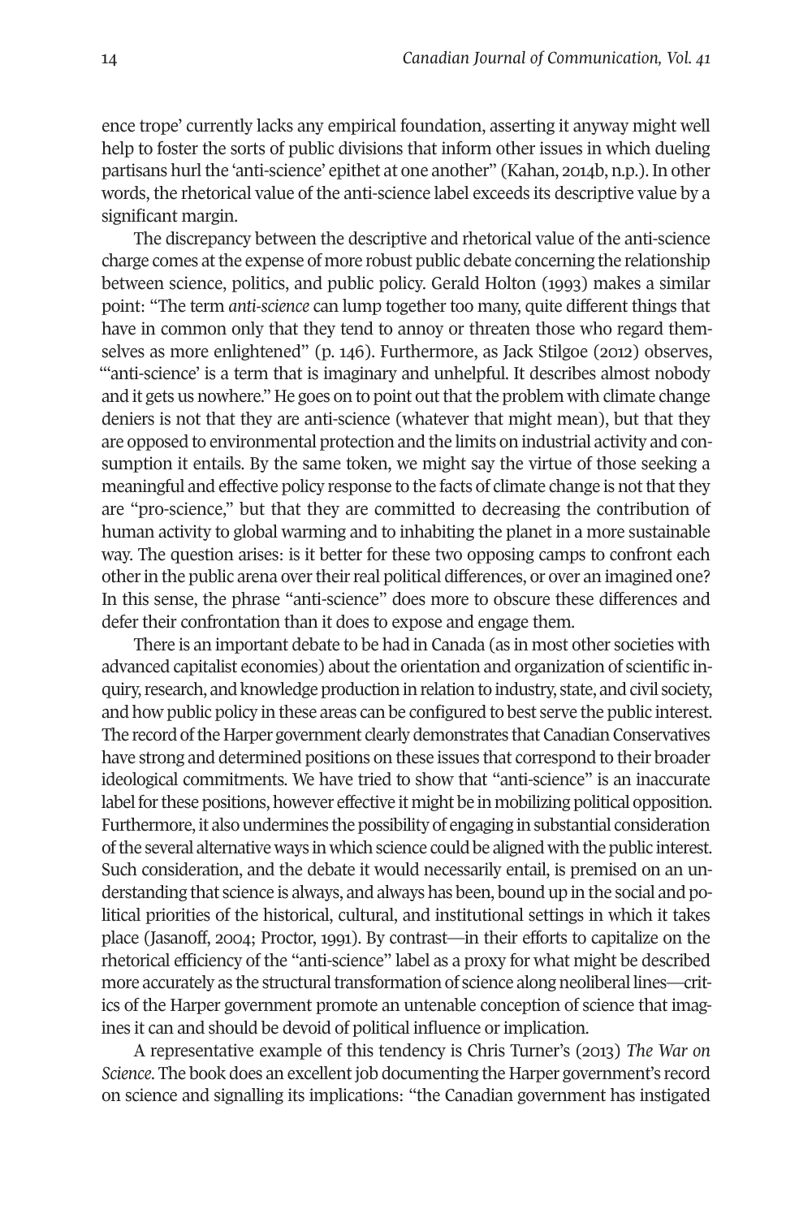ence trope' currently lacks any empirical foundation, asserting it anyway might well help to foster the sorts of public divisions that inform other issues in which dueling partisans hurl the 'anti-science' epithet at one another" (Kahan, 2014b, n.p.). In other words, the rhetorical value of the anti-science label exceeds its descriptive value by a significant margin.

The discrepancy between the descriptive and rhetorical value of the anti-science charge comes at the expense of more robust public debate concerning the relationship between science, politics, and public policy. Gerald Holton (1993) makes a similar point: "The term *anti-science* can lump together too many, quite different things that have in common only that they tend to annoy or threaten those who regard themselves as more enlightened" (p. 146). Furthermore, as Jack Stilgoe (2012) observes, "'anti-science' is a term that is imaginary and unhelpful. It describes almost nobody and it gets us nowhere." He goes on to point out that the problem with climate change deniers is not that they are anti-science (whatever that might mean), but that they are opposed to environmental protection and the limits on industrial activity and consumption it entails. By the same token, we might say the virtue of those seeking a meaningful and effective policy response to the facts of climate change is not that they are "pro-science," but that they are committed to decreasing the contribution of human activity to global warming and to inhabiting the planet in a more sustainable way. The question arises: is it better for these two opposing camps to confront each other in the public arena over their real political differences, or over an imagined one? In this sense, the phrase "anti-science" does more to obscure these differences and defer their confrontation than it does to expose and engage them.

There is an important debate to be had in Canada (as in most other societies with advanced capitalist economies) about the orientation and organization of scientific inquiry, research, and knowledge production in relation to industry, state, and civil society, and how public policy in these areas can be configured to best serve the public interest. The record of the Harper government clearly demonstrates that Canadian Conservatives have strong and determined positions on these issues that correspond to their broader ideological commitments. We have tried to show that "anti-science" is an inaccurate label for these positions, however effective it might be in mobilizing political opposition. Furthermore, it also undermines the possibility of engaging in substantial consideration of the several alternative ways in which science could be aligned with the public interest. Such consideration, and the debate it would necessarily entail, is premised on an understanding that science is always, and always has been, bound up in the social and political priorities of the historical, cultural, and institutional settings in which it takes place (Jasanoff, 2004; Proctor, 1991). By contrast—in their efforts to capitalize on the rhetorical efficiency of the "anti-science" label as a proxy for what might be described more accurately as the structural transformation of science along neoliberal lines—critics of the Harper government promote an untenable conception of science that imagines it can and should be devoid of political influence or implication.

A representative example of this tendency is Chris Turner's (2013) *The War on Science*. The book does an excellent job documenting the Harper government's record on science and signalling its implications: "the Canadian government has instigated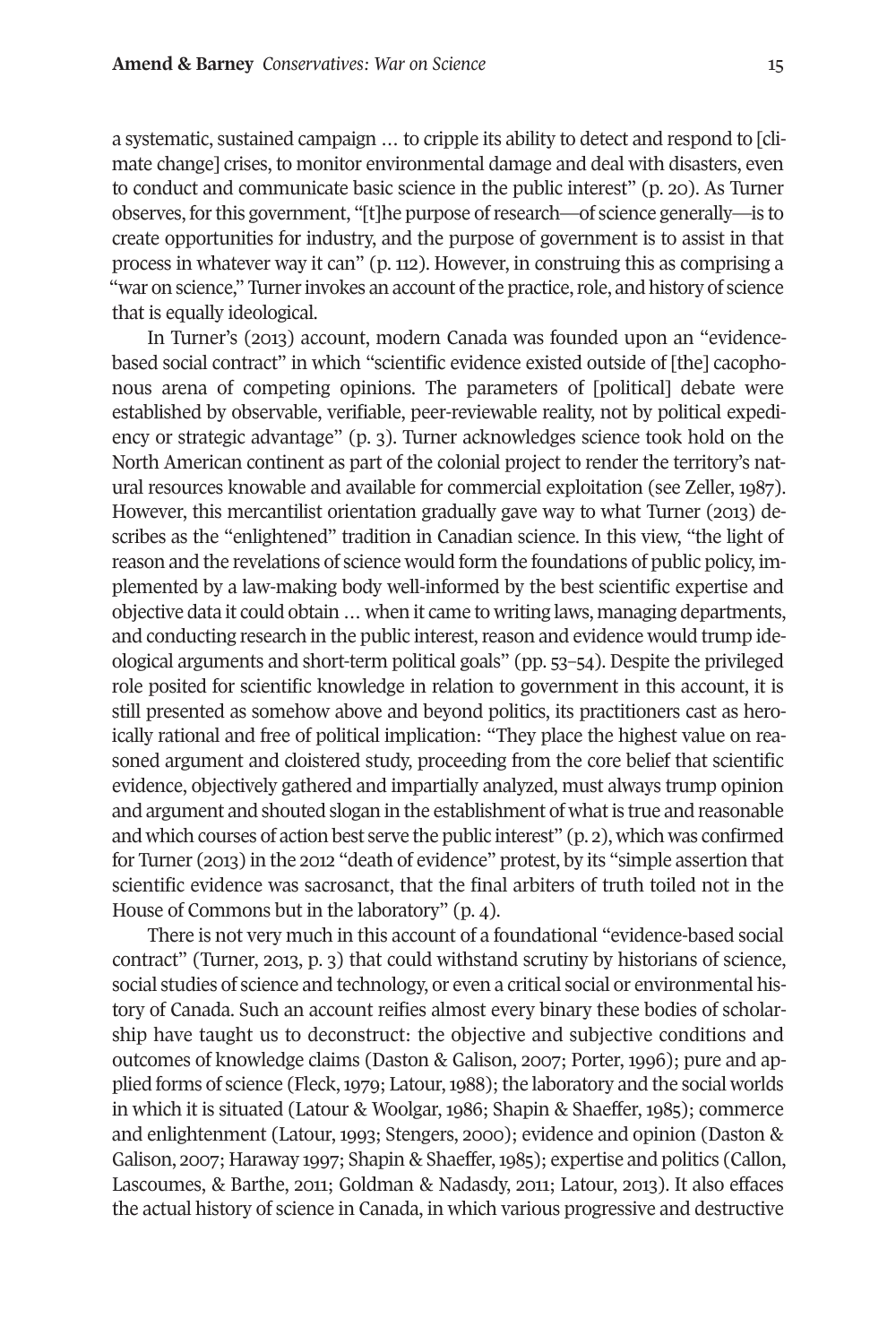a systematic, sustained campaign … to cripple its ability to detect and respond to [climate change] crises, to monitor environmental damage and deal with disasters, even to conduct and communicate basic science in the public interest" (p. 20). As Turner observes, for this government, "[t]he purpose of research—of science generally—is to create opportunities for industry, and the purpose of government is to assist in that process in whatever way it can" (p. 112). However, in construing this as comprising a "war on science," Turner invokes an account of the practice, role, and history of science that is equally ideological.

In Turner's (2013) account, modern Canada was founded upon an "evidence-based social contract" in which "scientific evidence existed outside of [the] cacophonous arena of competing opinions. The parameters of [political] debate were established by observable, verifiable, peer-reviewable reality, not by political expediency or strategic advantage" (p. 3). Turner acknowledges science took hold on the North American continent as part of the colonial project to render the territory's natural resources knowable and available for commercial exploitation (see Zeller, 1987). However, this mercantilist orientation gradually gave way to what Turner (2013) describes as the "enlightened" tradition in Canadian science. In this view, "the light of reason and the revelations of science would form the foundations of public policy, implemented by a law-making body well-informed by the best scientific expertise and objective data it could obtain … when it came to writing laws, managing departments, and conducting research in the public interest, reason and evidence would trump ideological arguments and short-term political goals" (pp. 53–54). Despite the privileged role posited for scientific knowledge in relation to government in this account, it is still presented as somehow above and beyond politics, its practitioners cast as heroically rational and free of political implication: "They place the highest value on reasoned argument and cloistered study, proceeding from the core belief that scientific evidence, objectively gathered and impartially analyzed, must always trump opinion and argument and shouted slogan in the establishment of what is true and reasonable and which courses of action best serve the public interest" (p. 2), which was confirmed for Turner (2013) in the 2012 "death of evidence" protest, by its "simple assertion that scientific evidence was sacrosanct, that the final arbiters of truth toiled not in the House of Commons but in the laboratory" (p. 4).

There is not very much in this account of a foundational "evidence-based social contract" (Turner, 2013, p. 3) that could withstand scrutiny by historians of science, social studies of science and technology, or even a critical social or environmental history of Canada. Such an account reifies almost every binary these bodies of scholarship have taught us to deconstruct: the objective and subjective conditions and outcomes of knowledge claims (Daston & Galison, 2007; Porter, 1996); pure and applied forms of science (Fleck, 1979; Latour, 1988); the laboratory and the social worlds in which it is situated (Latour & Woolgar, 1986; Shapin & Shaeffer, 1985); commerce and enlightenment (Latour, 1993; Stengers, 2000); evidence and opinion (Daston & Galison, 2007; Haraway 1997; Shapin & Shaeffer, 1985); expertise and politics (Callon, Lascoumes, & Barthe, 2011; Goldman & Nadasdy, 2011; Latour, 2013). It also effaces the actual history of science in Canada, in which various progressive and destructive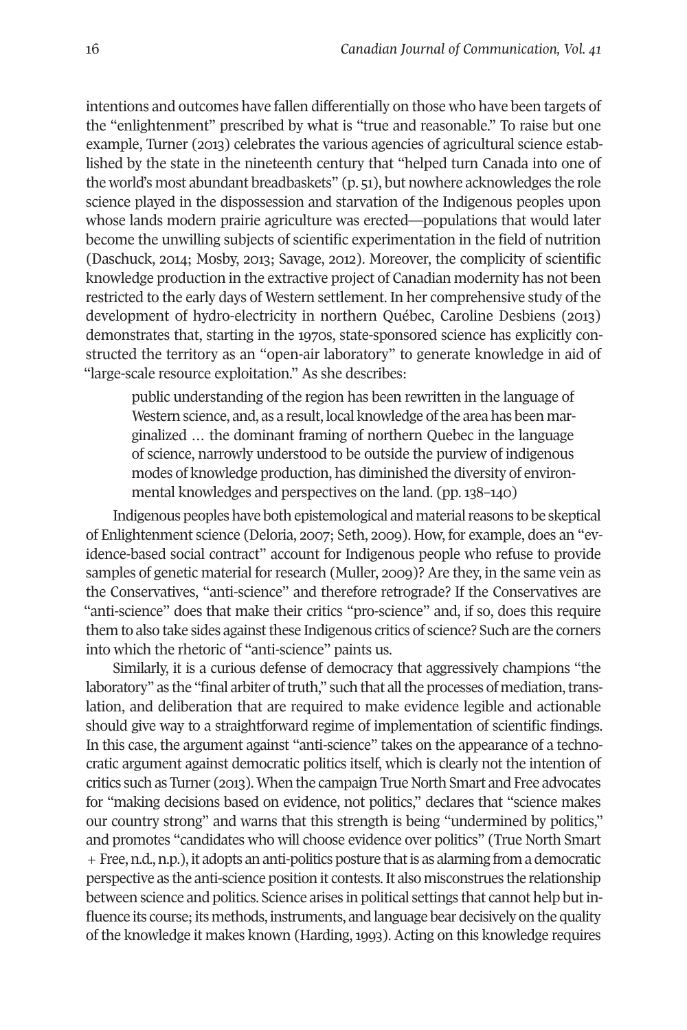intentions and outcomes have fallen differentially on those who have been targets of the "enlightenment" prescribed by what is "true and reasonable." To raise but one example, Turner (2013) celebrates the various agencies of agricultural science established by the state in the nineteenth century that "helped turn Canada into one of the world's most abundant breadbaskets" (p. 51), but nowhere acknowledges the role science played in the dispossession and starvation of the Indigenous peoples upon whose lands modern prairie agriculture was erected—populations that would later become the unwilling subjects of scientific experimentation in the field of nutrition (Daschuck, 2014; Mosby, 2013; Savage, 2012). Moreover, the complicity of scientific knowledge production in the extractive project of Canadian modernity has not been restricted to the early days of Western settlement. In her comprehensive study of the development of hydro-electricity in northern Québec, Caroline Desbiens (2013) demonstrates that, starting in the 1970s, state-sponsored science has explicitly constructed the territory as an "open-air laboratory" to generate knowledge in aid of "large-scale resource exploitation." As she describes:

> public understanding of the region has been rewritten in the language of Western science, and, as a result, local knowledge of the area has been marginalized … the dominant framing of northern Quebec in the language of science, narrowly understood to be outside the purview of indigenous modes of knowledge production, has diminished the diversity of environmental knowledges and perspectives on the land. (pp. 138–140)

Indigenous peoples have both epistemological and material reasons to be skeptical of Enlightenment science (Deloria, 2007; Seth, 2009). How, for example, does an "evidence-based social contract" account for Indigenous people who refuse to provide samples of genetic material for research (Muller, 2009)? Are they, in the same vein as the Conservatives, "anti-science" and therefore retrograde? If the Conservatives are "anti-science" does that make their critics "pro-science" and, if so, does this require them to also take sides against these Indigenous critics of science? Such are the corners into which the rhetoric of "anti-science" paints us.

Similarly, it is a curious defense of democracy that aggressively champions "the laboratory" as the "final arbiter of truth," such that all the processes of mediation, translation, and deliberation that are required to make evidence legible and actionable should give way to a straightforward regime of implementation of scientific findings. In this case, the argument against "anti-science" takes on the appearance of a technocratic argument against democratic politics itself, which is clearly not the intention of critics such as Turner (2013). When the campaign True North Smart and Free advocates for "making decisions based on evidence, not politics," declares that "science makes our country strong" and warns that this strength is being "undermined by politics," and promotes "candidates who will choose evidence over politics" (True North Smart + Free, n.d., n.p.), it adopts an anti-politics posture that is as alarming from a democratic perspective as the anti-science position it contests. It also misconstrues the relationship between science and politics. Science arises in political settings that cannot help but influence its course; its methods, instruments, and language bear decisively on the quality of the knowledge it makes known (Harding, 1993). Acting on this knowledge requires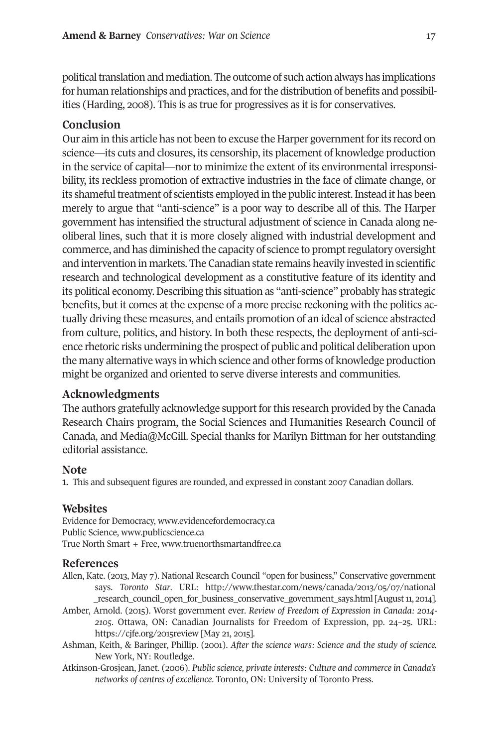political translation and mediation. The outcome of such action always has implications for human relationships and practices, and for the distribution of benefits and possibilities (Harding, 2008). This is as true for progressives as it is for conservatives.

## Conclusion

Our aim in this article has not been to excuse the Harper government for its record on science—its cuts and closures, its censorship, its placement of knowledge production in the service of capital—nor to minimize the extent of its environmental irresponsibility, its reckless promotion of extractive industries in the face of climate change, or its shameful treatment of scientists employed in the public interest. Instead it has been merely to argue that "anti-science" is a poor way to describe all of this. The Harper government has intensified the structural adjustment of science in Canada along neoliberal lines, such that it is more closely aligned with industrial development and commerce, and has diminished the capacity of science to prompt regulatory oversight and intervention in markets. The Canadian state remains heavily invested in scientific research and technological development as a constitutive feature of its identity and its political economy. Describing this situation as "anti-science" probably has strategic benefits, but it comes at the expense of a more precise reckoning with the politics actually driving these measures, and entails promotion of an ideal of science abstracted from culture, politics, and history. In both these respects, the deployment of anti-science rhetoric risks undermining the prospect of public and political deliberation upon the many alternative ways in which science and other forms of knowledge production might be organized and oriented to serve diverse interests and communities.

## Acknowledgments

The authors gratefully acknowledge support for this research provided by the Canada Research Chairs program, the Social Sciences and Humanities Research Council of Canada, and Media@McGill. Special thanks for Marilyn Bittman for her outstanding editorial assistance.

## Note

1. This and subsequent figures are rounded, and expressed in constant 2007 Canadian dollars.

## Websites

Evidence for Democracy, www.evidencefordemocracy.ca
Public Science, www.publicscience.ca
True North Smart + Free, www.truenorthsmartandfree.ca

## References

Allen, Kate. (2013, May 7). National Research Council "open for business," Conservative government says. *Toronto Star*. URL: http://www.thestar.com/news/canada/2013/05/07/national_research_council_open_for_business_conservative_government_says.html [August 11, 2014].

Amber, Arnold. (2015). Worst government ever. *Review of Freedom of Expression in Canada: 2014-2105*. Ottawa, ON: Canadian Journalists for Freedom of Expression, pp. 24–25. URL: https://cjfe.org/2015review [May 21, 2015].

Ashman, Keith, & Baringer, Phillip. (2001). *After the science wars: Science and the study of science.* New York, NY: Routledge.

Atkinson-Grosjean, Janet. (2006). *Public science, private interests: Culture and commerce in Canada's networks of centres of excellence*. Toronto, ON: University of Toronto Press.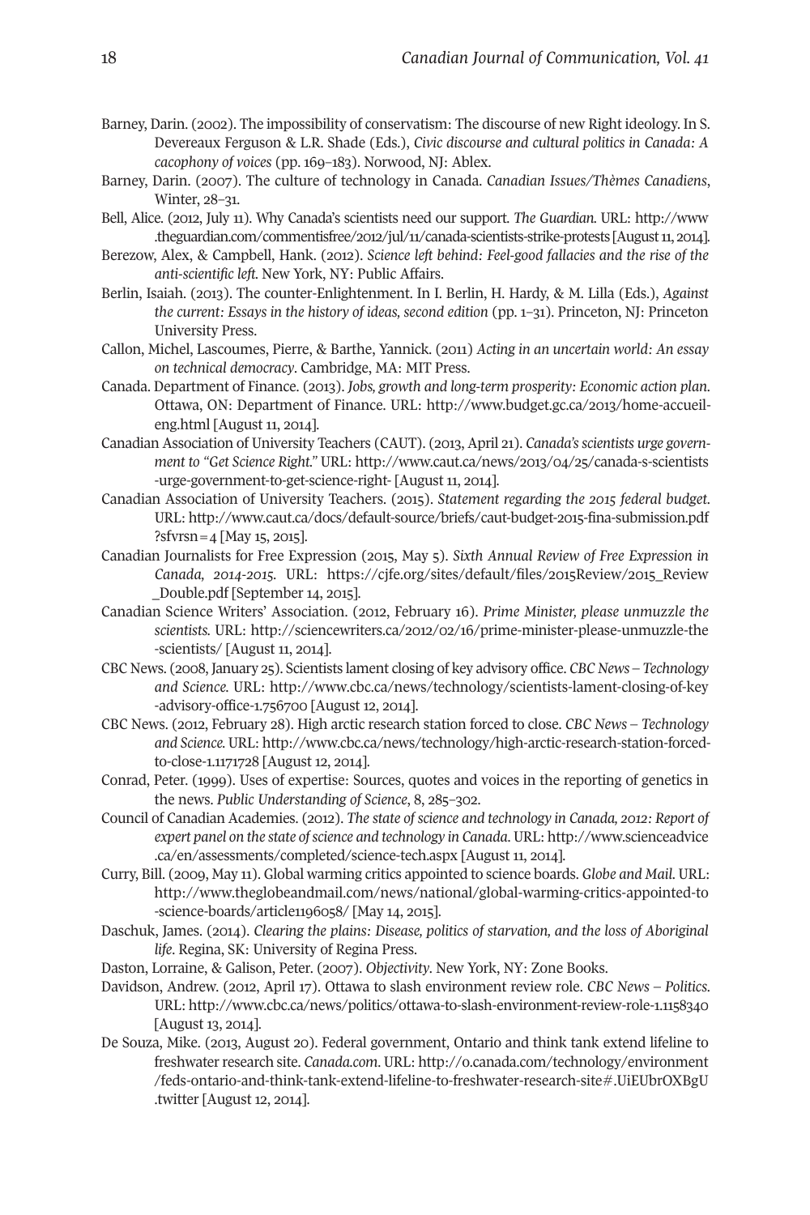Barney, Darin. (2002). The impossibility of conservatism: The discourse of new Right ideology. In S. Devereaux Ferguson & L.R. Shade (Eds.), *Civic discourse and cultural politics in Canada: A cacophony of voices* (pp. 169–183). Norwood, NJ: Ablex.

Barney, Darin. (2007). The culture of technology in Canada. *Canadian Issues/Thèmes Canadiens*, Winter, 28–31.

Bell, Alice. (2012, July 11). Why Canada's scientists need our support. *The Guardian.* URL: http://www.theguardian.com/commentisfree/2012/jul/11/canada-scientists-strike-protests [August 11, 2014].

Berezow, Alex, & Campbell, Hank. (2012). *Science left behind: Feel-good fallacies and the rise of the anti-scientific left.* New York, NY: Public Affairs.

Berlin, Isaiah. (2013). The counter-Enlightenment. In I. Berlin, H. Hardy, & M. Lilla (Eds.), *Against the current: Essays in the history of ideas, second edition* (pp. 1–31). Princeton, NJ: Princeton University Press.

Callon, Michel, Lascoumes, Pierre, & Barthe, Yannick. (2011) *Acting in an uncertain world: An essay on technical democracy*. Cambridge, MA: MIT Press.

Canada. Department of Finance. (2013). *Jobs, growth and long-term prosperity: Economic action plan.* Ottawa, ON: Department of Finance. URL: http://www.budget.gc.ca/2013/home-accueil-eng.html [August 11, 2014].

Canadian Association of University Teachers (CAUT). (2013, April 21). *Canada's scientists urge government to "Get Science Right."* URL: http://www.caut.ca/news/2013/04/25/canada-s-scientists-urge-government-to-get-science-right- [August 11, 2014].

Canadian Association of University Teachers. (2015). *Statement regarding the 2015 federal budget.* URL: http://www.caut.ca/docs/default-source/briefs/caut-budget-2015-fina-submission.pdf?sfvrsn=4 [May 15, 2015].

Canadian Journalists for Free Expression (2015, May 5). *Sixth Annual Review of Free Expression in Canada, 2014-2015.* URL: https://cjfe.org/sites/default/files/2015Review/2015_Review_Double.pdf [September 14, 2015].

Canadian Science Writers' Association. (2012, February 16). *Prime Minister, please unmuzzle the scientists.* URL: http://sciencewriters.ca/2012/02/16/prime-minister-please-unmuzzle-the-scientists/ [August 11, 2014].

CBC News. (2008, January 25). Scientists lament closing of key advisory office. *CBC News – Technology and Science.* URL: http://www.cbc.ca/news/technology/scientists-lament-closing-of-key-advisory-office-1.756700 [August 12, 2014].

CBC News. (2012, February 28). High arctic research station forced to close. *CBC News – Technology and Science.* URL: http://www.cbc.ca/news/technology/high-arctic-research-station-forced-to-close-1.1171728 [August 12, 2014].

Conrad, Peter. (1999). Uses of expertise: Sources, quotes and voices in the reporting of genetics in the news. *Public Understanding of Science*, 8, 285–302.

Council of Canadian Academies. (2012). *The state of science and technology in Canada, 2012: Report of expert panel on the state of science and technology in Canada*. URL: http://www.scienceadvice.ca/en/assessments/completed/science-tech.aspx [August 11, 2014].

Curry, Bill. (2009, May 11). Global warming critics appointed to science boards. *Globe and Mail.* URL: http://www.theglobeandmail.com/news/national/global-warming-critics-appointed-to-science-boards/article1196058/ [May 14, 2015].

Daschuk, James. (2014). *Clearing the plains: Disease, politics of starvation, and the loss of Aboriginal life*. Regina, SK: University of Regina Press.

Daston, Lorraine, & Galison, Peter. (2007). *Objectivity*. New York, NY: Zone Books.

Davidson, Andrew. (2012, April 17). Ottawa to slash environment review role. *CBC News – Politics.* URL: http://www.cbc.ca/news/politics/ottawa-to-slash-environment-review-role-1.1158340 [August 13, 2014].

De Souza, Mike. (2013, August 20). Federal government, Ontario and think tank extend lifeline to freshwater research site. *Canada.com.* URL: http://o.canada.com/technology/environment/feds-ontario-and-think-tank-extend-lifeline-to-freshwater-research-site#.UiEUbrOXBgU.twitter [August 12, 2014].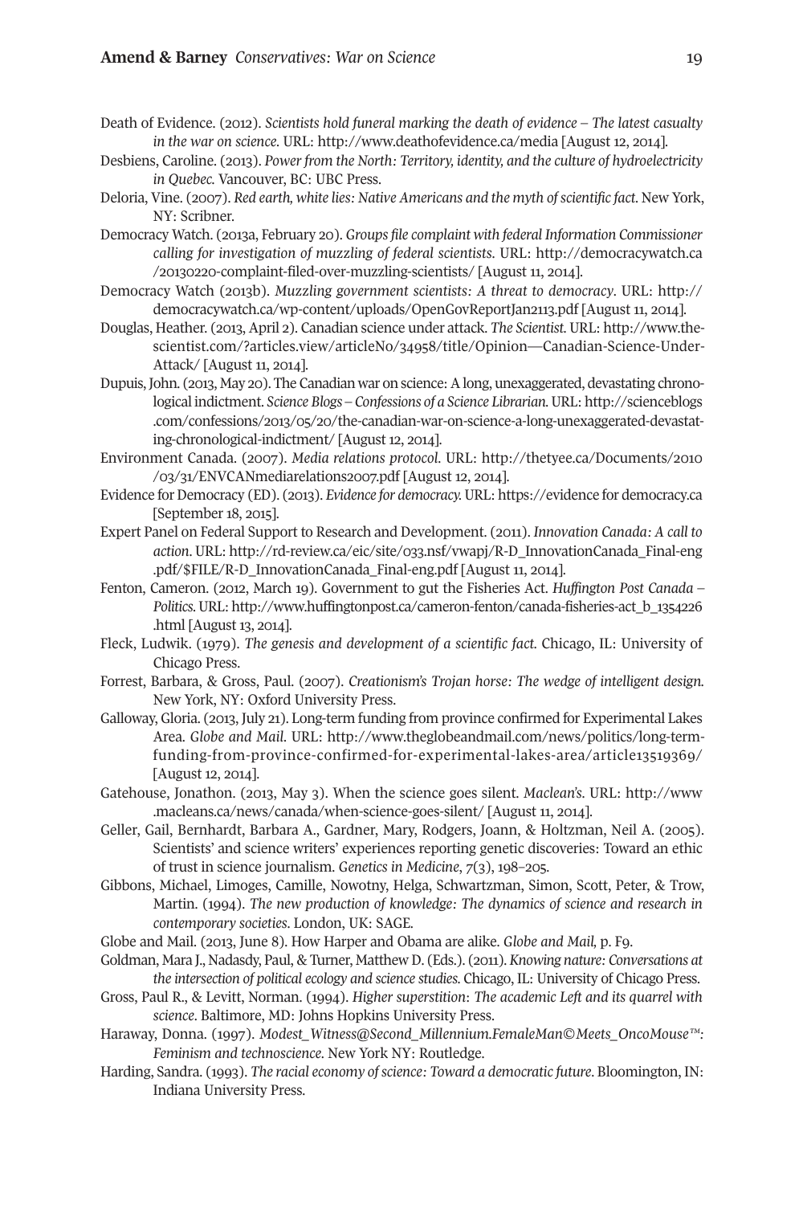Death of Evidence. (2012). *Scientists hold funeral marking the death of evidence – The latest casualty in the war on science*. URL: http://www.deathofevidence.ca/media [August 12, 2014].

Desbiens, Caroline. (2013). *Power from the North: Territory, identity, and the culture of hydroelectricity in Quebec*. Vancouver, BC: UBC Press.

Deloria, Vine. (2007). *Red earth, white lies: Native Americans and the myth of scientific fact*. New York, NY: Scribner.

Democracy Watch. (2013a, February 20). *Groups file complaint with federal Information Commissioner calling for investigation of muzzling of federal scientists*. URL: http://democracywatch.ca/20130220-complaint-filed-over-muzzling-scientists/ [August 11, 2014].

Democracy Watch (2013b). *Muzzling government scientists: A threat to democracy*. URL: http://democracywatch.ca/wp-content/uploads/OpenGovReportJan2113.pdf [August 11, 2014].

Douglas, Heather. (2013, April 2). Canadian science under attack. *The Scientist*. URL: http://www.the-scientist.com/?articles.view/articleNo/34958/title/Opinion—Canadian-Science-Under-Attack/ [August 11, 2014].

Dupuis, John. (2013, May 20). The Canadian war on science: A long, unexaggerated, devastating chronological indictment. *Science Blogs – Confessions of a Science Librarian*. URL: http://scienceblogs.com/confessions/2013/05/20/the-canadian-war-on-science-a-long-unexaggerated-devastating-chronological-indictment/ [August 12, 2014].

Environment Canada. (2007). *Media relations protocol*. URL: http://thetyee.ca/Documents/2010/03/31/ENVCANmediarelations2007.pdf [August 12, 2014].

Evidence for Democracy (ED). (2013). *Evidence for democracy*. URL: https://evidence for democracy.ca [September 18, 2015].

Expert Panel on Federal Support to Research and Development. (2011). *Innovation Canada: A call to action*. URL: http://rd-review.ca/eic/site/033.nsf/vwapj/R-D_InnovationCanada_Final-eng.pdf/$FILE/R-D_InnovationCanada_Final-eng.pdf [August 11, 2014].

Fenton, Cameron. (2012, March 19). Government to gut the Fisheries Act. *Huffington Post Canada – Politics*. URL: http://www.huffingtonpost.ca/cameron-fenton/canada-fisheries-act_b_1354226.html [August 13, 2014].

Fleck, Ludwik. (1979). *The genesis and development of a scientific fact*. Chicago, IL: University of Chicago Press.

Forrest, Barbara, & Gross, Paul. (2007). *Creationism's Trojan horse: The wedge of intelligent design*. New York, NY: Oxford University Press.

Galloway, Gloria. (2013, July 21). Long-term funding from province confirmed for Experimental Lakes Area. *Globe and Mail*. URL: http://www.theglobeandmail.com/news/politics/long-term-funding-from-province-confirmed-for-experimental-lakes-area/article13519369/ [August 12, 2014].

Gatehouse, Jonathon. (2013, May 3). When the science goes silent. *Maclean's*. URL: http://www.macleans.ca/news/canada/when-science-goes-silent/ [August 11, 2014].

Geller, Gail, Bernhardt, Barbara A., Gardner, Mary, Rodgers, Joann, & Holtzman, Neil A. (2005). Scientists' and science writers' experiences reporting genetic discoveries: Toward an ethic of trust in science journalism. *Genetics in Medicine*, *7*(3), 198–205.

Gibbons, Michael, Limoges, Camille, Nowotny, Helga, Schwartzman, Simon, Scott, Peter, & Trow, Martin. (1994). *The new production of knowledge: The dynamics of science and research in contemporary societies*. London, UK: SAGE.

Globe and Mail. (2013, June 8). How Harper and Obama are alike. *Globe and Mail*, p. F9.

Goldman, Mara J., Nadasdy, Paul, & Turner, Matthew D. (Eds.). (2011). *Knowing nature: Conversations at the intersection of political ecology and science studies*. Chicago, IL: University of Chicago Press.

Gross, Paul R., & Levitt, Norman. (1994). *Higher superstition: The academic Left and its quarrel with science*. Baltimore, MD: Johns Hopkins University Press.

Haraway, Donna. (1997). *Modest_Witness@Second_Millennium.FemaleMan©Meets_OncoMouse™: Feminism and technoscience*. New York NY: Routledge.

Harding, Sandra. (1993). *The racial economy of science: Toward a democratic future*. Bloomington, IN: Indiana University Press.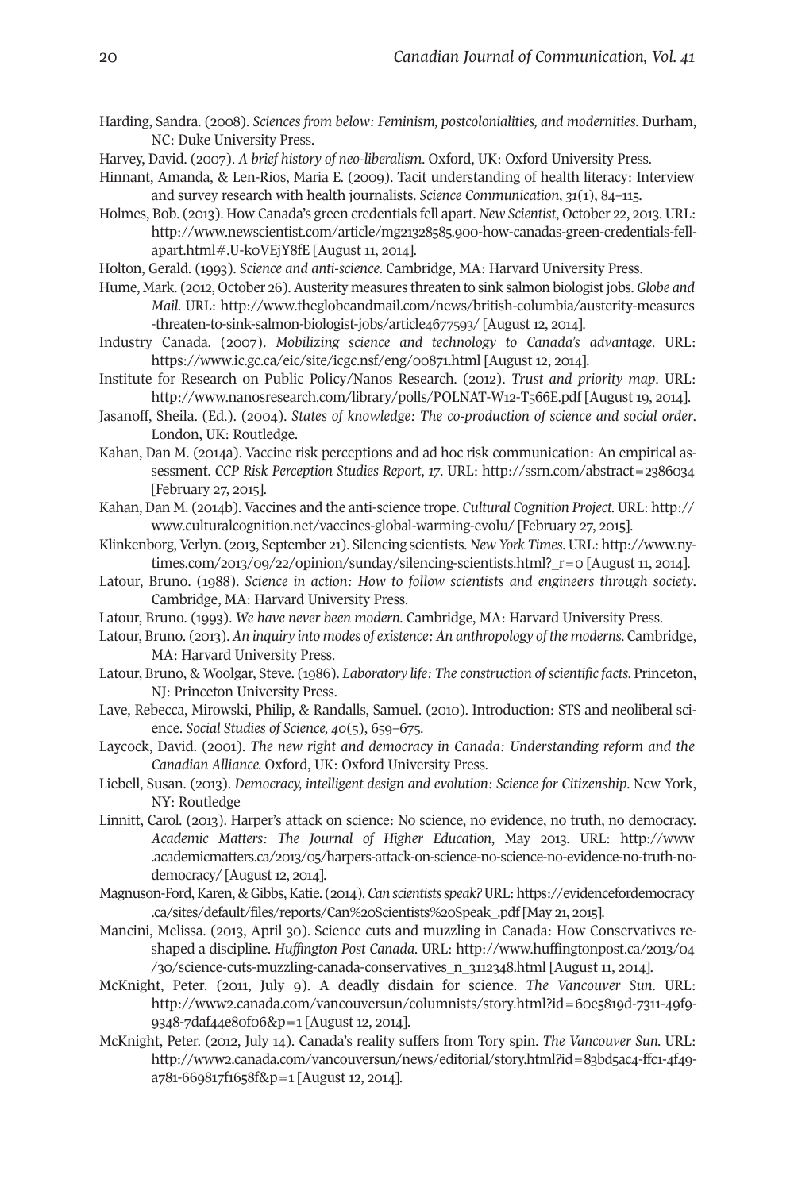Harding, Sandra. (2008). *Sciences from below: Feminism, postcolonialities, and modernities*. Durham, NC: Duke University Press.

Harvey, David. (2007). *A brief history of neo-liberalism*. Oxford, UK: Oxford University Press.

Hinnant, Amanda, & Len-Rios, Maria E. (2009). Tacit understanding of health literacy: Interview and survey research with health journalists. *Science Communication*, *31*(1), 84–115.

Holmes, Bob. (2013). How Canada's green credentials fell apart. *New Scientist*, October 22, 2013. URL: http://www.newscientist.com/article/mg21328585.900-how-canadas-green-credentials-fell-apart.html#.U-koVEjY8fE [August 11, 2014].

Holton, Gerald. (1993). *Science and anti-science*. Cambridge, MA: Harvard University Press.

Hume, Mark. (2012, October 26). Austerity measures threaten to sink salmon biologist jobs. *Globe and Mail*. URL: http://www.theglobeandmail.com/news/british-columbia/austerity-measures-threaten-to-sink-salmon-biologist-jobs/article4677593/ [August 12, 2014].

Industry Canada. (2007). *Mobilizing science and technology to Canada's advantage*. URL: https://www.ic.gc.ca/eic/site/icgc.nsf/eng/00871.html [August 12, 2014].

Institute for Research on Public Policy/Nanos Research. (2012). *Trust and priority map*. URL: http://www.nanosresearch.com/library/polls/POLNAT-W12-T566E.pdf [August 19, 2014].

Jasanoff, Sheila. (Ed.). (2004). *States of knowledge: The co-production of science and social order*. London, UK: Routledge.

Kahan, Dan M. (2014a). Vaccine risk perceptions and ad hoc risk communication: An empirical assessment. *CCP Risk Perception Studies Report*, *17*. URL: http://ssrn.com/abstract=2386034 [February 27, 2015].

Kahan, Dan M. (2014b). Vaccines and the anti-science trope. *Cultural Cognition Project*. URL: http://www.culturalcognition.net/vaccines-global-warming-evolu/ [February 27, 2015].

Klinkenborg, Verlyn. (2013, September 21). Silencing scientists. *New York Times*. URL: http://www.nytimes.com/2013/09/22/opinion/sunday/silencing-scientists.html?_r=0 [August 11, 2014].

Latour, Bruno. (1988). *Science in action: How to follow scientists and engineers through society*. Cambridge, MA: Harvard University Press.

Latour, Bruno. (1993). *We have never been modern*. Cambridge, MA: Harvard University Press.

Latour, Bruno. (2013). *An inquiry into modes of existence: An anthropology of the moderns*. Cambridge, MA: Harvard University Press.

Latour, Bruno, & Woolgar, Steve. (1986). *Laboratory life: The construction of scientific facts*. Princeton, NJ: Princeton University Press.

Lave, Rebecca, Mirowski, Philip, & Randalls, Samuel. (2010). Introduction: STS and neoliberal science. *Social Studies of Science, 40*(5), 659–675.

Laycock, David. (2001). *The new right and democracy in Canada: Understanding reform and the Canadian Alliance*. Oxford, UK: Oxford University Press.

Liebell, Susan. (2013). *Democracy, intelligent design and evolution: Science for Citizenship*. New York, NY: Routledge

Linnitt, Carol. (2013). Harper's attack on science: No science, no evidence, no truth, no democracy. *Academic Matters: The Journal of Higher Education*, May 2013. URL: http://www.academicmatters.ca/2013/05/harpers-attack-on-science-no-science-no-evidence-no-truth-no-democracy/ [August 12, 2014].

Magnuson-Ford, Karen, & Gibbs, Katie. (2014). *Can scientists speak?* URL: https://evidencefordemocracy.ca/sites/default/files/reports/Can%20Scientists%20Speak_.pdf [May 21, 2015].

Mancini, Melissa. (2013, April 30). Science cuts and muzzling in Canada: How Conservatives reshaped a discipline. *Huffington Post Canada*. URL: http://www.huffingtonpost.ca/2013/04/30/science-cuts-muzzling-canada-conservatives_n_3112348.html [August 11, 2014].

McKnight, Peter. (2011, July 9). A deadly disdain for science. *The Vancouver Sun*. URL: http://www2.canada.com/vancouversun/columnists/story.html?id=60e5819d-7311-49f9-9348-7daf44e80f06&p=1 [August 12, 2014].

McKnight, Peter. (2012, July 14). Canada's reality suffers from Tory spin. *The Vancouver Sun*. URL: http://www2.canada.com/vancouversun/news/editorial/story.html?id=83bd5ac4-ffc1-4f49-a781-669817f1658f&p=1 [August 12, 2014].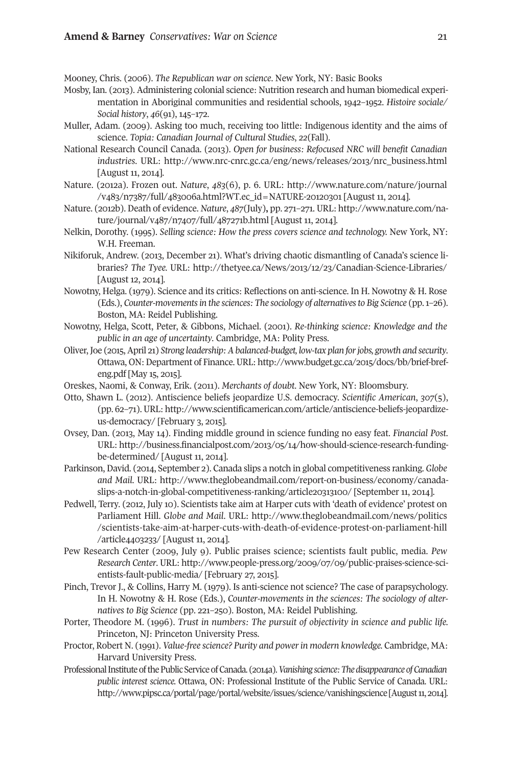Mooney, Chris. (2006). *The Republican war on science*. New York, NY: Basic Books

Mosby, Ian. (2013). Administering colonial science: Nutrition research and human biomedical experimentation in Aboriginal communities and residential schools, 1942–1952. *Histoire sociale/ Social history*, *46*(91), 145–172.

Muller, Adam. (2009). Asking too much, receiving too little: Indigenous identity and the aims of science. *Topia: Canadian Journal of Cultural Studies*, *22*(Fall).

National Research Council Canada. (2013). *Open for business: Refocused NRC will benefit Canadian industries.* URL: http://www.nrc-cnrc.gc.ca/eng/news/releases/2013/nrc_business.html [August 11, 2014].

Nature. (2012a). Frozen out. *Nature*, *483*(6), p. 6. URL: http://www.nature.com/nature/journal/v483/n7387/full/483006a.html?WT.ec_id=NATURE-20120301 [August 11, 2014].

Nature. (2012b). Death of evidence. *Nature*, *487*(July), pp. 271–271. URL: http://www.nature.com/nature/journal/v487/n7407/full/487271b.html [August 11, 2014].

Nelkin, Dorothy. (1995). *Selling science: How the press covers science and technology.* New York, NY: W.H. Freeman.

Nikiforuk, Andrew. (2013, December 21). What's driving chaotic dismantling of Canada's science libraries? *The Tyee.* URL: http://thetyee.ca/News/2013/12/23/Canadian-Science-Libraries/ [August 12, 2014].

Nowotny, Helga. (1979). Science and its critics: Reflections on anti-science. In H. Nowotny & H. Rose (Eds.), *Counter-movements in the sciences: The sociology of alternatives to Big Science* (pp. 1–26). Boston, MA: Reidel Publishing.

Nowotny, Helga, Scott, Peter, & Gibbons, Michael. (2001). *Re-thinking science: Knowledge and the public in an age of uncertainty*. Cambridge, MA: Polity Press.

Oliver, Joe (2015, April 21) *Strong leadership: A balanced-budget, low-tax plan for jobs, growth and security*. Ottawa, ON: Department of Finance. URL: http://www.budget.gc.ca/2015/docs/bb/brief-bref-eng.pdf [May 15, 2015].

Oreskes, Naomi, & Conway, Erik. (2011). *Merchants of doubt.* New York, NY: Bloomsbury.

Otto, Shawn L. (2012). Antiscience beliefs jeopardize U.S. democracy. *Scientific American*, *307*(5), (pp. 62–71). URL: http://www.scientificamerican.com/article/antiscience-beliefs-jeopardize-us-democracy/ [February 3, 2015].

Ovsey, Dan. (2013, May 14). Finding middle ground in science funding no easy feat. *Financial Post.* URL: http://business.financialpost.com/2013/05/14/how-should-science-research-funding-be-determined/ [August 11, 2014].

Parkinson, David. (2014, September 2). Canada slips a notch in global competitiveness ranking. *Globe and Mail.* URL: http://www.theglobeandmail.com/report-on-business/economy/canada-slips-a-notch-in-global-competitiveness-ranking/article20313100/ [September 11, 2014].

Pedwell, Terry. (2012, July 10). Scientists take aim at Harper cuts with 'death of evidence' protest on Parliament Hill. *Globe and Mail*. URL: http://www.theglobeandmail.com/news/politics/scientists-take-aim-at-harper-cuts-with-death-of-evidence-protest-on-parliament-hill/article4403233/ [August 11, 2014].

Pew Research Center (2009, July 9). Public praises science; scientists fault public, media. *Pew Research Center*. URL: http://www.people-press.org/2009/07/09/public-praises-science-scientists-fault-public-media/ [February 27, 2015].

Pinch, Trevor J., & Collins, Harry M. (1979). Is anti-science not science? The case of parapsychology. In H. Nowotny & H. Rose (Eds.), *Counter-movements in the sciences: The sociology of alternatives to Big Science* (pp. 221–250). Boston, MA: Reidel Publishing.

Porter, Theodore M. (1996). *Trust in numbers: The pursuit of objectivity in science and public life.* Princeton, NJ: Princeton University Press.

Proctor, Robert N. (1991). *Value-free science? Purity and power in modern knowledge.* Cambridge, MA: Harvard University Press.

Professional Institute of the Public Service of Canada. (2014a). *Vanishing science: The disappearance of Canadian public interest science.* Ottawa, ON: Professional Institute of the Public Service of Canada. URL: http://www.pipsc.ca/portal/page/portal/website/issues/science/vanishingscience [August 11, 2014].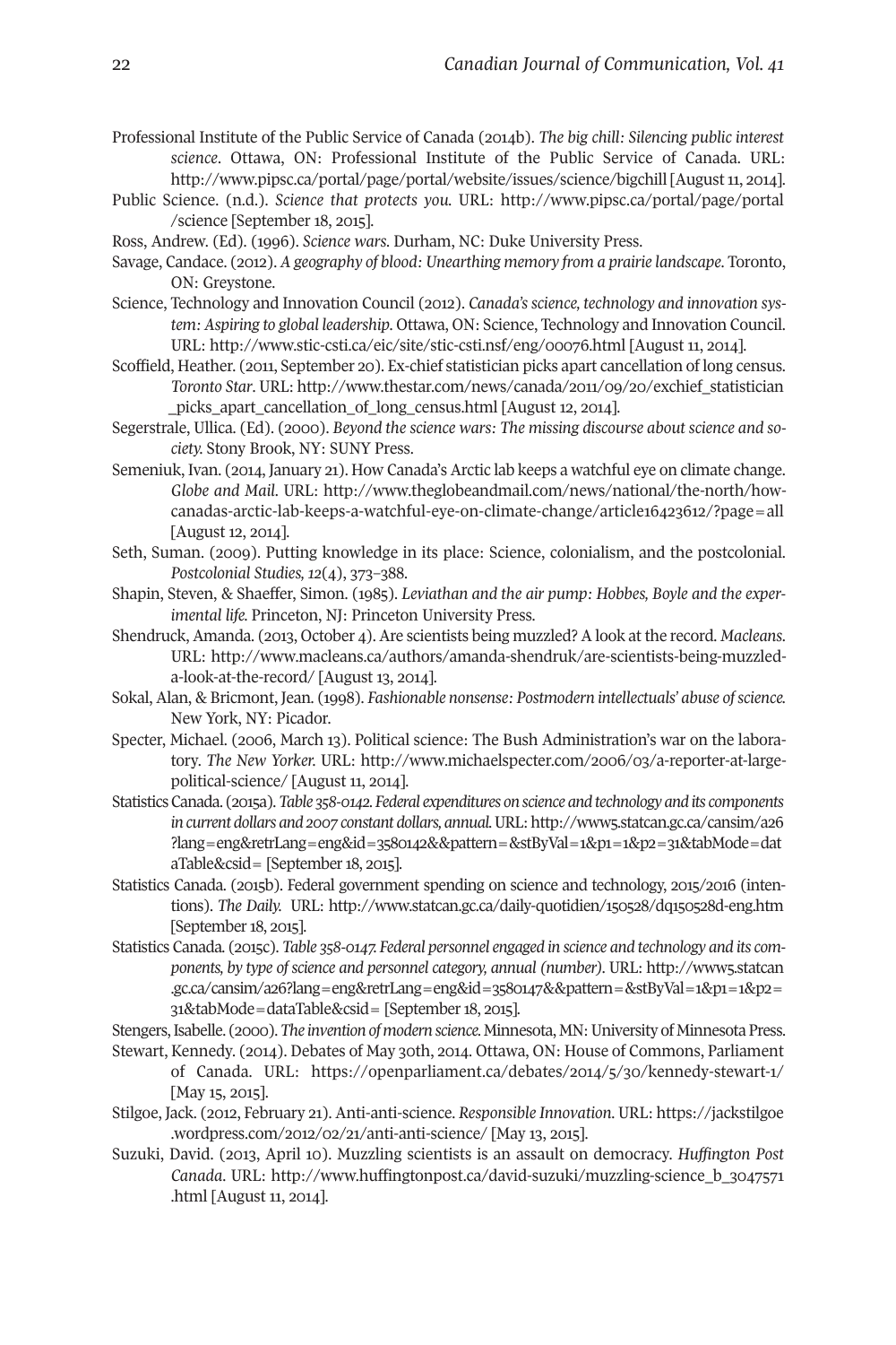Professional Institute of the Public Service of Canada (2014b). *The big chill: Silencing public interest science*. Ottawa, ON: Professional Institute of the Public Service of Canada. URL: http://www.pipsc.ca/portal/page/portal/website/issues/science/bigchill [August 11, 2014].

Public Science. (n.d.). *Science that protects you*. URL: http://www.pipsc.ca/portal/page/portal/science [September 18, 2015].

Ross, Andrew. (Ed). (1996). *Science wars*. Durham, NC: Duke University Press.

Savage, Candace. (2012). *A geography of blood: Unearthing memory from a prairie landscape*. Toronto, ON: Greystone.

Science, Technology and Innovation Council (2012). *Canada's science, technology and innovation system: Aspiring to global leadership*. Ottawa, ON: Science, Technology and Innovation Council. URL: http://www.stic-csti.ca/eic/site/stic-csti.nsf/eng/00076.html [August 11, 2014].

Scoffield, Heather. (2011, September 20). Ex-chief statistician picks apart cancellation of long census. *Toronto Star*. URL: http://www.thestar.com/news/canada/2011/09/20/exchief_statistician_picks_apart_cancellation_of_long_census.html [August 12, 2014].

Segerstrale, Ullica. (Ed). (2000). *Beyond the science wars: The missing discourse about science and society*. Stony Brook, NY: SUNY Press.

Semeniuk, Ivan. (2014, January 21). How Canada's Arctic lab keeps a watchful eye on climate change. *Globe and Mail*. URL: http://www.theglobeandmail.com/news/national/the-north/how-canadas-arctic-lab-keeps-a-watchful-eye-on-climate-change/article16423612/?page=all [August 12, 2014].

Seth, Suman. (2009). Putting knowledge in its place: Science, colonialism, and the postcolonial. *Postcolonial Studies, 12*(4), 373–388.

Shapin, Steven, & Shaeffer, Simon. (1985). *Leviathan and the air pump: Hobbes, Boyle and the experimental life*. Princeton, NJ: Princeton University Press.

Shendruck, Amanda. (2013, October 4). Are scientists being muzzled? A look at the record. *Macleans*. URL: http://www.macleans.ca/authors/amanda-shendruk/are-scientists-being-muzzled-a-look-at-the-record/ [August 13, 2014].

Sokal, Alan, & Bricmont, Jean. (1998). *Fashionable nonsense: Postmodern intellectuals' abuse of science*. New York, NY: Picador.

Specter, Michael. (2006, March 13). Political science: The Bush Administration's war on the laboratory. *The New Yorker*. URL: http://www.michaelspecter.com/2006/03/a-reporter-at-large-political-science/ [August 11, 2014].

Statistics Canada. (2015a). *Table 358-0142. Federal expenditures on science and technology and its components in current dollars and 2007 constant dollars, annual*. URL: http://www5.statcan.gc.ca/cansim/a26?lang=eng&retrLang=eng&id=3580142&&pattern=&stByVal=1&p1=1&p2=31&tabMode=dataTable&csid= [September 18, 2015].

Statistics Canada. (2015b). Federal government spending on science and technology, 2015/2016 (intentions). *The Daily*. URL: http://www.statcan.gc.ca/daily-quotidien/150528/dq150528d-eng.htm [September 18, 2015].

Statistics Canada. (2015c). *Table 358-0147. Federal personnel engaged in science and technology and its components, by type of science and personnel category, annual (number)*. URL: http://www5.statcan.gc.ca/cansim/a26?lang=eng&retrLang=eng&id=3580147&&pattern=&stByVal=1&p1=1&p2=31&tabMode=dataTable&csid= [September 18, 2015].

Stengers, Isabelle. (2000). *The invention of modern science*. Minnesota, MN: University of Minnesota Press.

Stewart, Kennedy. (2014). Debates of May 30th, 2014. Ottawa, ON: House of Commons, Parliament of Canada. URL: https://openparliament.ca/debates/2014/5/30/kennedy-stewart-1/ [May 15, 2015].

Stilgoe, Jack. (2012, February 21). Anti-anti-science. *Responsible Innovation*. URL: https://jackstilgoe.wordpress.com/2012/02/21/anti-anti-science/ [May 13, 2015].

Suzuki, David. (2013, April 10). Muzzling scientists is an assault on democracy. *Huffington Post Canada*. URL: http://www.huffingtonpost.ca/david-suzuki/muzzling-science_b_3047571.html [August 11, 2014].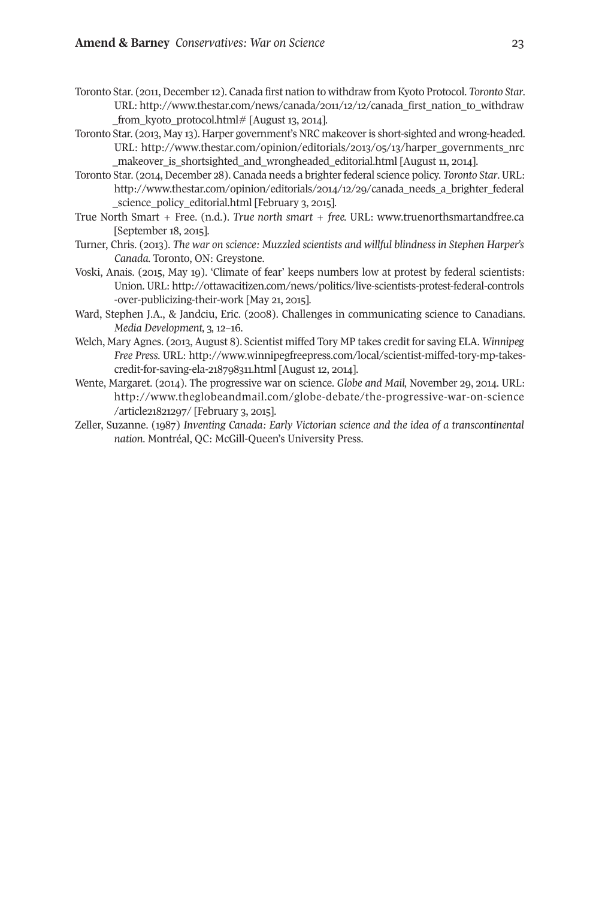Toronto Star. (2011, December 12). Canada first nation to withdraw from Kyoto Protocol. *Toronto Star*. URL: http://www.thestar.com/news/canada/2011/12/12/canada_first_nation_to_withdraw_from_kyoto_protocol.html# [August 13, 2014].

Toronto Star. (2013, May 13). Harper government's NRC makeover is short-sighted and wrong-headed. URL: http://www.thestar.com/opinion/editorials/2013/05/13/harper_governments_nrc_makeover_is_shortsighted_and_wrongheaded_editorial.html [August 11, 2014].

Toronto Star. (2014, December 28). Canada needs a brighter federal science policy. *Toronto Star*. URL: http://www.thestar.com/opinion/editorials/2014/12/29/canada_needs_a_brighter_federal_science_policy_editorial.html [February 3, 2015].

True North Smart + Free. (n.d.). *True north smart + free.* URL: www.truenorthsmartandfree.ca [September 18, 2015].

Turner, Chris. (2013). *The war on science: Muzzled scientists and willful blindness in Stephen Harper's Canada.* Toronto, ON: Greystone.

Voski, Anais. (2015, May 19). 'Climate of fear' keeps numbers low at protest by federal scientists: Union. URL: http://ottawacitizen.com/news/politics/live-scientists-protest-federal-controls-over-publicizing-their-work [May 21, 2015].

Ward, Stephen J.A., & Jandciu, Eric. (2008). Challenges in communicating science to Canadians. *Media Development,* 3, 12–16.

Welch, Mary Agnes. (2013, August 8). Scientist miffed Tory MP takes credit for saving ELA. *Winnipeg Free Press.* URL: http://www.winnipegfreepress.com/local/scientist-miffed-tory-mp-takes-credit-for-saving-ela-218798311.html [August 12, 2014].

Wente, Margaret. (2014). The progressive war on science. *Globe and Mail,* November 29, 2014. URL: http://www.theglobeandmail.com/globe-debate/the-progressive-war-on-science/article21821297/ [February 3, 2015].

Zeller, Suzanne. (1987) *Inventing Canada: Early Victorian science and the idea of a transcontinental nation.* Montréal, QC: McGill-Queen's University Press.